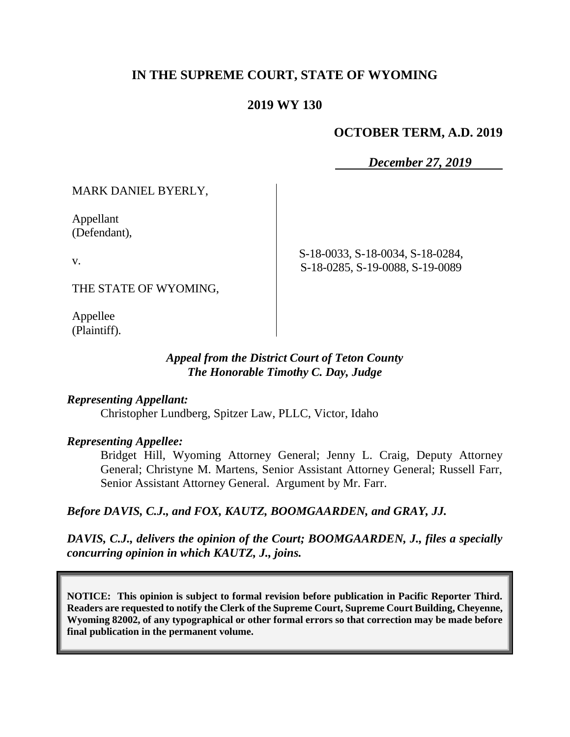# IN THE SUPREME COURT, STATE OF WYOMING

## 2019 WY 130

**OCTOBER TERM, A.D. 2019**

***December 27, 2019***

| | |
|---|---|
| MARK DANIEL BYERLY,<br><br>Appellant<br>(Defendant),<br><br>v.<br><br>THE STATE OF WYOMING,<br><br>Appellee<br>(Plaintiff). | S-18-0033, S-18-0034, S-18-0284,<br>S-18-0285, S-19-0088, S-19-0089 |

*Appeal from the District Court of Teton County*
*The Honorable Timothy C. Day, Judge*

***Representing Appellant:***

Christopher Lundberg, Spitzer Law, PLLC, Victor, Idaho

***Representing Appellee:***

Bridget Hill, Wyoming Attorney General; Jenny L. Craig, Deputy Attorney General; Christyne M. Martens, Senior Assistant Attorney General; Russell Farr, Senior Assistant Attorney General. Argument by Mr. Farr.

***Before DAVIS, C.J., and FOX, KAUTZ, BOOMGAARDEN, and GRAY, JJ.***

***DAVIS, C.J., delivers the opinion of the Court; BOOMGAARDEN, J., files a specially concurring opinion in which KAUTZ, J., joins.***

**NOTICE: This opinion is subject to formal revision before publication in Pacific Reporter Third. Readers are requested to notify the Clerk of the Supreme Court, Supreme Court Building, Cheyenne, Wyoming 82002, of any typographical or other formal errors so that correction may be made before final publication in the permanent volume.**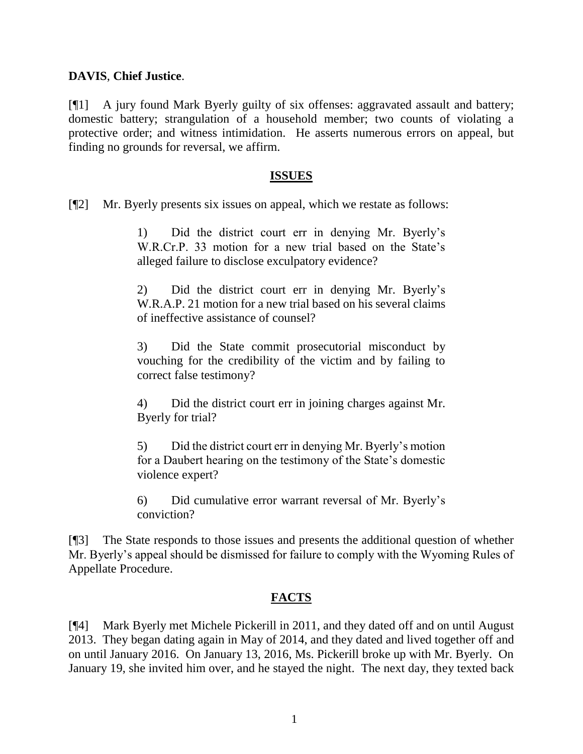**DAVIS**, **Chief Justice**.

[¶1] A jury found Mark Byerly guilty of six offenses: aggravated assault and battery; domestic battery; strangulation of a household member; two counts of violating a protective order; and witness intimidation. He asserts numerous errors on appeal, but finding no grounds for reversal, we affirm.

## ISSUES

[¶2] Mr. Byerly presents six issues on appeal, which we restate as follows:

> 1) Did the district court err in denying Mr. Byerly's W.R.Cr.P. 33 motion for a new trial based on the State's alleged failure to disclose exculpatory evidence?
>
> 2) Did the district court err in denying Mr. Byerly's W.R.A.P. 21 motion for a new trial based on his several claims of ineffective assistance of counsel?
>
> 3) Did the State commit prosecutorial misconduct by vouching for the credibility of the victim and by failing to correct false testimony?
>
> 4) Did the district court err in joining charges against Mr. Byerly for trial?
>
> 5) Did the district court err in denying Mr. Byerly's motion for a Daubert hearing on the testimony of the State's domestic violence expert?
>
> 6) Did cumulative error warrant reversal of Mr. Byerly's conviction?

[¶3] The State responds to those issues and presents the additional question of whether Mr. Byerly's appeal should be dismissed for failure to comply with the Wyoming Rules of Appellate Procedure.

## FACTS

[¶4] Mark Byerly met Michele Pickerill in 2011, and they dated off and on until August 2013. They began dating again in May of 2014, and they dated and lived together off and on until January 2016. On January 13, 2016, Ms. Pickerill broke up with Mr. Byerly. On January 19, she invited him over, and he stayed the night. The next day, they texted back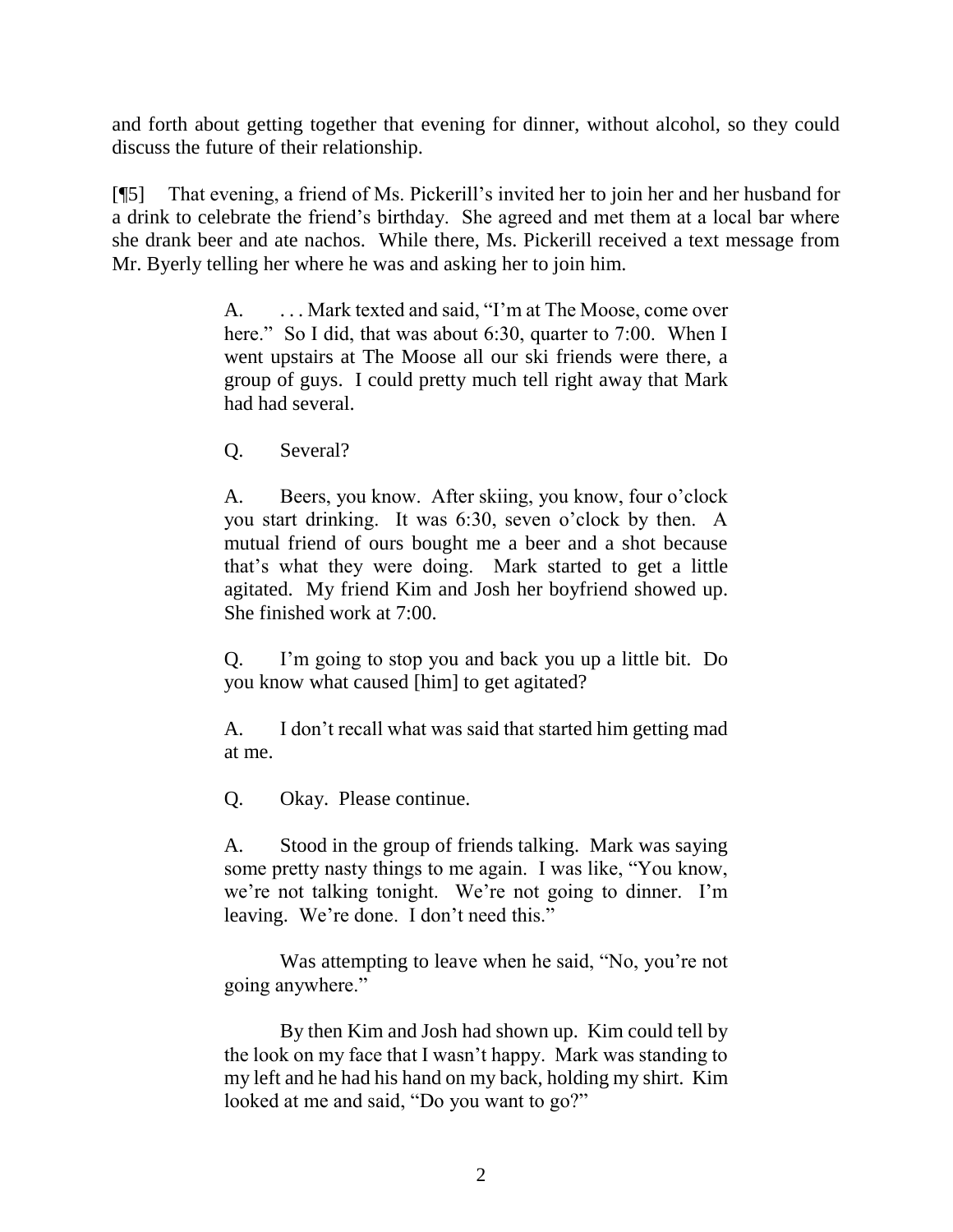and forth about getting together that evening for dinner, without alcohol, so they could discuss the future of their relationship.

[¶5] That evening, a friend of Ms. Pickerill's invited her to join her and her husband for a drink to celebrate the friend's birthday. She agreed and met them at a local bar where she drank beer and ate nachos. While there, Ms. Pickerill received a text message from Mr. Byerly telling her where he was and asking her to join him.

> A. . . . Mark texted and said, "I'm at The Moose, come over here." So I did, that was about 6:30, quarter to 7:00. When I went upstairs at The Moose all our ski friends were there, a group of guys. I could pretty much tell right away that Mark had had several.
>
> Q. Several?
>
> A. Beers, you know. After skiing, you know, four o'clock you start drinking. It was 6:30, seven o'clock by then. A mutual friend of ours bought me a beer and a shot because that's what they were doing. Mark started to get a little agitated. My friend Kim and Josh her boyfriend showed up. She finished work at 7:00.
>
> Q. I'm going to stop you and back you up a little bit. Do you know what caused [him] to get agitated?
>
> A. I don't recall what was said that started him getting mad at me.
>
> Q. Okay. Please continue.
>
> A. Stood in the group of friends talking. Mark was saying some pretty nasty things to me again. I was like, "You know, we're not talking tonight. We're not going to dinner. I'm leaving. We're done. I don't need this."
>
> Was attempting to leave when he said, "No, you're not going anywhere."
>
> By then Kim and Josh had shown up. Kim could tell by the look on my face that I wasn't happy. Mark was standing to my left and he had his hand on my back, holding my shirt. Kim looked at me and said, "Do you want to go?"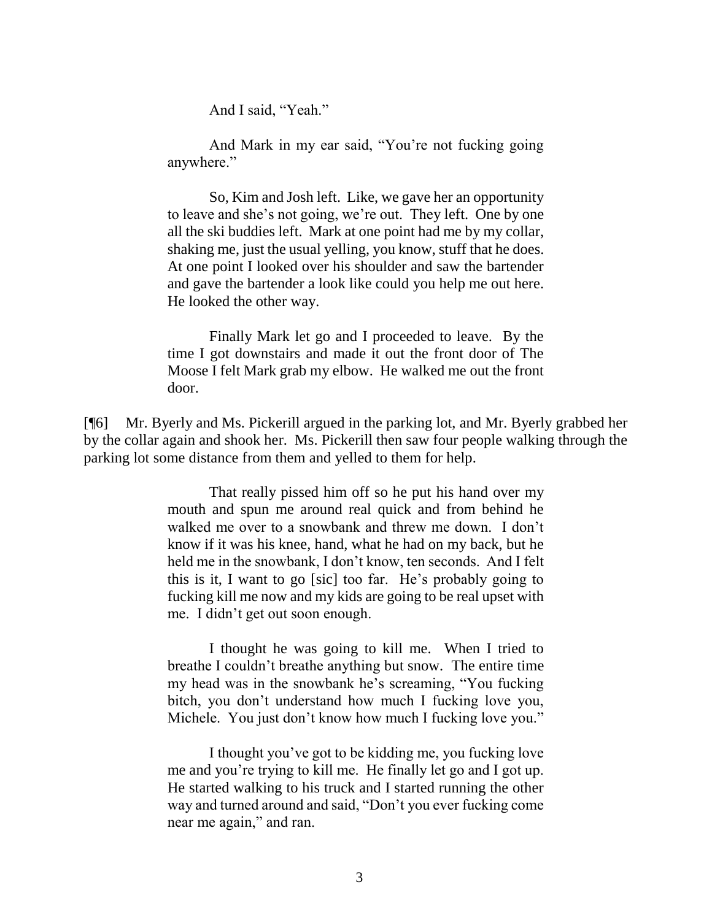> And I said, "Yeah."
>
> And Mark in my ear said, "You're not fucking going anywhere."
>
> So, Kim and Josh left. Like, we gave her an opportunity to leave and she's not going, we're out. They left. One by one all the ski buddies left. Mark at one point had me by my collar, shaking me, just the usual yelling, you know, stuff that he does. At one point I looked over his shoulder and saw the bartender and gave the bartender a look like could you help me out here. He looked the other way.
>
> Finally Mark let go and I proceeded to leave. By the time I got downstairs and made it out the front door of The Moose I felt Mark grab my elbow. He walked me out the front door.

[¶6] Mr. Byerly and Ms. Pickerill argued in the parking lot, and Mr. Byerly grabbed her by the collar again and shook her. Ms. Pickerill then saw four people walking through the parking lot some distance from them and yelled to them for help.

> That really pissed him off so he put his hand over my mouth and spun me around real quick and from behind he walked me over to a snowbank and threw me down. I don't know if it was his knee, hand, what he had on my back, but he held me in the snowbank, I don't know, ten seconds. And I felt this is it, I want to go [sic] too far. He's probably going to fucking kill me now and my kids are going to be real upset with me. I didn't get out soon enough.
>
> I thought he was going to kill me. When I tried to breathe I couldn't breathe anything but snow. The entire time my head was in the snowbank he's screaming, "You fucking bitch, you don't understand how much I fucking love you, Michele. You just don't know how much I fucking love you."
>
> I thought you've got to be kidding me, you fucking love me and you're trying to kill me. He finally let go and I got up. He started walking to his truck and I started running the other way and turned around and said, "Don't you ever fucking come near me again," and ran.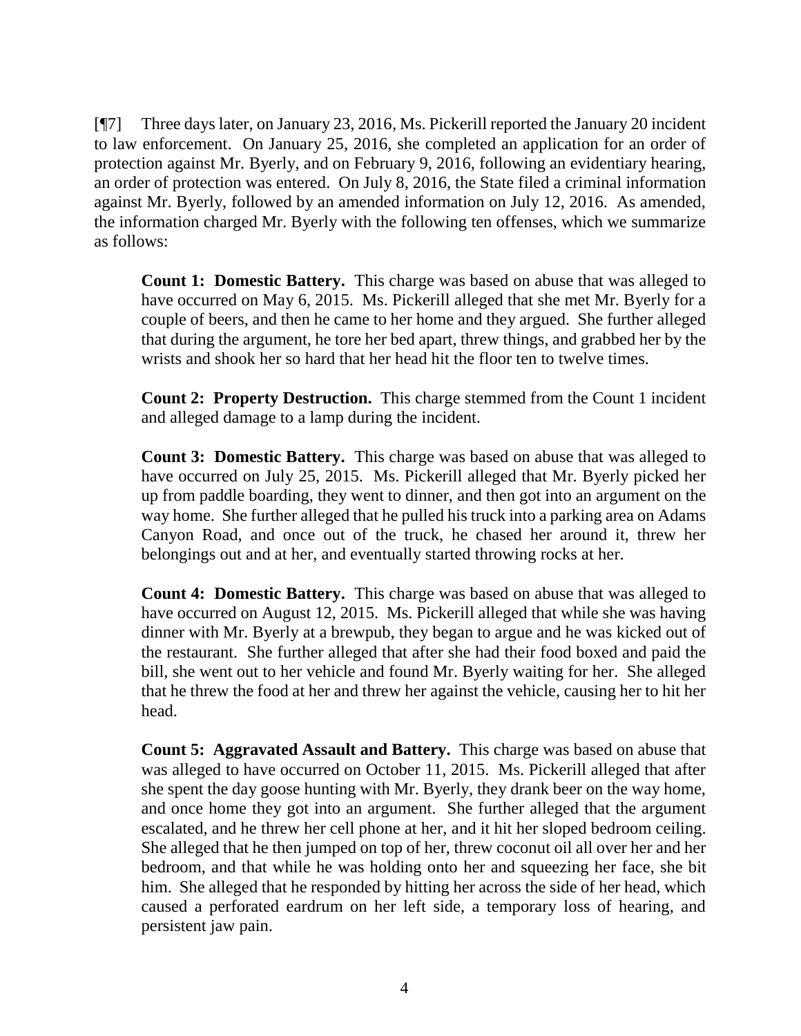[¶7] Three days later, on January 23, 2016, Ms. Pickerill reported the January 20 incident to law enforcement. On January 25, 2016, she completed an application for an order of protection against Mr. Byerly, and on February 9, 2016, following an evidentiary hearing, an order of protection was entered. On July 8, 2016, the State filed a criminal information against Mr. Byerly, followed by an amended information on July 12, 2016. As amended, the information charged Mr. Byerly with the following ten offenses, which we summarize as follows:

> **Count 1: Domestic Battery.** This charge was based on abuse that was alleged to have occurred on May 6, 2015. Ms. Pickerill alleged that she met Mr. Byerly for a couple of beers, and then he came to her home and they argued. She further alleged that during the argument, he tore her bed apart, threw things, and grabbed her by the wrists and shook her so hard that her head hit the floor ten to twelve times.
>
> **Count 2: Property Destruction.** This charge stemmed from the Count 1 incident and alleged damage to a lamp during the incident.
>
> **Count 3: Domestic Battery.** This charge was based on abuse that was alleged to have occurred on July 25, 2015. Ms. Pickerill alleged that Mr. Byerly picked her up from paddle boarding, they went to dinner, and then got into an argument on the way home. She further alleged that he pulled his truck into a parking area on Adams Canyon Road, and once out of the truck, he chased her around it, threw her belongings out and at her, and eventually started throwing rocks at her.
>
> **Count 4: Domestic Battery.** This charge was based on abuse that was alleged to have occurred on August 12, 2015. Ms. Pickerill alleged that while she was having dinner with Mr. Byerly at a brewpub, they began to argue and he was kicked out of the restaurant. She further alleged that after she had their food boxed and paid the bill, she went out to her vehicle and found Mr. Byerly waiting for her. She alleged that he threw the food at her and threw her against the vehicle, causing her to hit her head.
>
> **Count 5: Aggravated Assault and Battery.** This charge was based on abuse that was alleged to have occurred on October 11, 2015. Ms. Pickerill alleged that after she spent the day goose hunting with Mr. Byerly, they drank beer on the way home, and once home they got into an argument. She further alleged that the argument escalated, and he threw her cell phone at her, and it hit her sloped bedroom ceiling. She alleged that he then jumped on top of her, threw coconut oil all over her and her bedroom, and that while he was holding onto her and squeezing her face, she bit him. She alleged that he responded by hitting her across the side of her head, which caused a perforated eardrum on her left side, a temporary loss of hearing, and persistent jaw pain.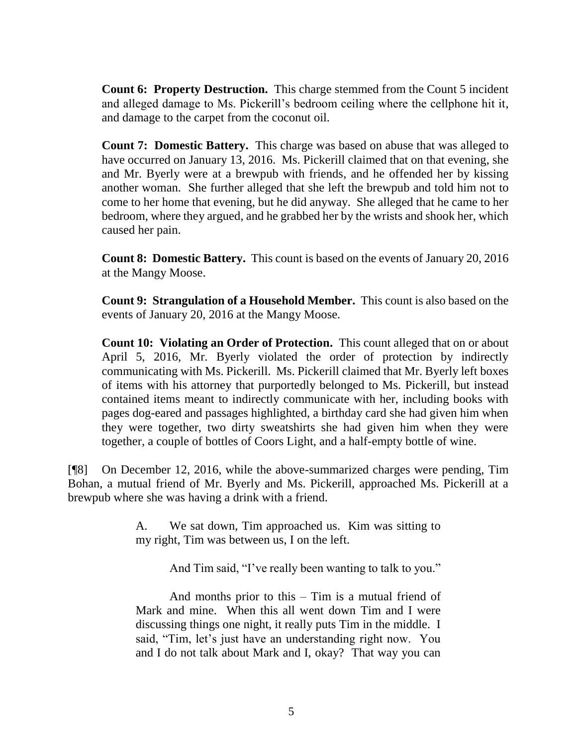**Count 6: Property Destruction.** This charge stemmed from the Count 5 incident and alleged damage to Ms. Pickerill's bedroom ceiling where the cellphone hit it, and damage to the carpet from the coconut oil.

**Count 7: Domestic Battery.** This charge was based on abuse that was alleged to have occurred on January 13, 2016. Ms. Pickerill claimed that on that evening, she and Mr. Byerly were at a brewpub with friends, and he offended her by kissing another woman. She further alleged that she left the brewpub and told him not to come to her home that evening, but he did anyway. She alleged that he came to her bedroom, where they argued, and he grabbed her by the wrists and shook her, which caused her pain.

**Count 8: Domestic Battery.** This count is based on the events of January 20, 2016 at the Mangy Moose.

**Count 9: Strangulation of a Household Member.** This count is also based on the events of January 20, 2016 at the Mangy Moose.

**Count 10: Violating an Order of Protection.** This count alleged that on or about April 5, 2016, Mr. Byerly violated the order of protection by indirectly communicating with Ms. Pickerill. Ms. Pickerill claimed that Mr. Byerly left boxes of items with his attorney that purportedly belonged to Ms. Pickerill, but instead contained items meant to indirectly communicate with her, including books with pages dog-eared and passages highlighted, a birthday card she had given him when they were together, two dirty sweatshirts she had given him when they were together, a couple of bottles of Coors Light, and a half-empty bottle of wine.

[¶8] On December 12, 2016, while the above-summarized charges were pending, Tim Bohan, a mutual friend of Mr. Byerly and Ms. Pickerill, approached Ms. Pickerill at a brewpub where she was having a drink with a friend.

> A. We sat down, Tim approached us. Kim was sitting to my right, Tim was between us, I on the left.
>
> And Tim said, "I've really been wanting to talk to you."
>
> And months prior to this – Tim is a mutual friend of Mark and mine. When this all went down Tim and I were discussing things one night, it really puts Tim in the middle. I said, "Tim, let's just have an understanding right now. You and I do not talk about Mark and I, okay? That way you can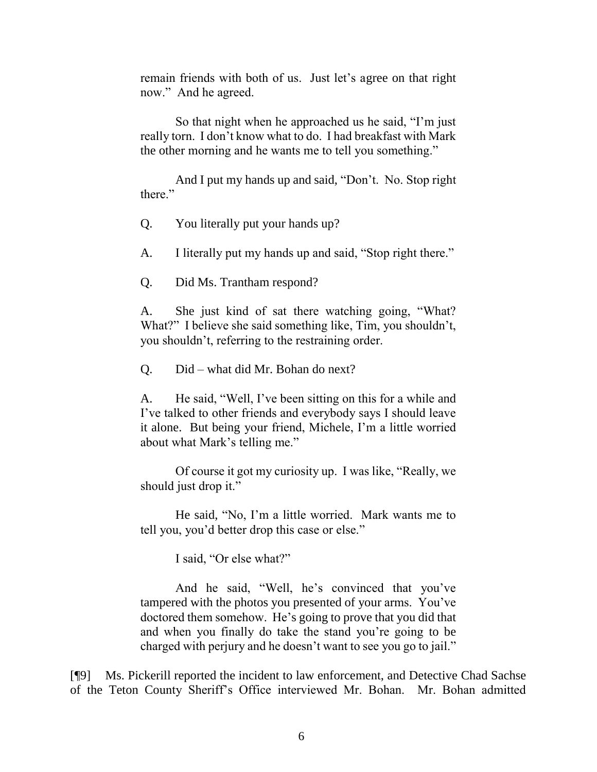remain friends with both of us. Just let's agree on that right now." And he agreed.

So that night when he approached us he said, "I'm just really torn. I don't know what to do. I had breakfast with Mark the other morning and he wants me to tell you something."

And I put my hands up and said, "Don't. No. Stop right there."

Q. You literally put your hands up?

A. I literally put my hands up and said, "Stop right there."

Q. Did Ms. Trantham respond?

A. She just kind of sat there watching going, "What? What?" I believe she said something like, Tim, you shouldn't, you shouldn't, referring to the restraining order.

Q. Did – what did Mr. Bohan do next?

A. He said, "Well, I've been sitting on this for a while and I've talked to other friends and everybody says I should leave it alone. But being your friend, Michele, I'm a little worried about what Mark's telling me."

Of course it got my curiosity up. I was like, "Really, we should just drop it."

He said, "No, I'm a little worried. Mark wants me to tell you, you'd better drop this case or else."

I said, "Or else what?"

And he said, "Well, he's convinced that you've tampered with the photos you presented of your arms. You've doctored them somehow. He's going to prove that you did that and when you finally do take the stand you're going to be charged with perjury and he doesn't want to see you go to jail."

[¶9] Ms. Pickerill reported the incident to law enforcement, and Detective Chad Sachse of the Teton County Sheriff's Office interviewed Mr. Bohan. Mr. Bohan admitted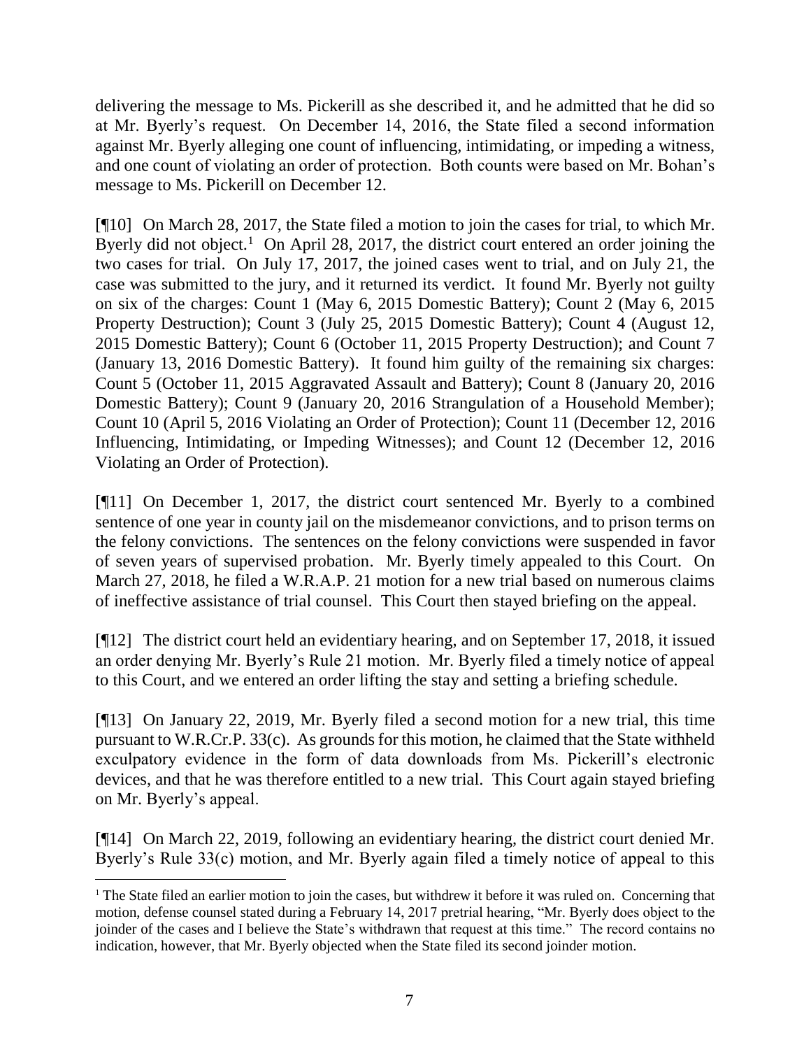delivering the message to Ms. Pickerill as she described it, and he admitted that he did so at Mr. Byerly's request. On December 14, 2016, the State filed a second information against Mr. Byerly alleging one count of influencing, intimidating, or impeding a witness, and one count of violating an order of protection. Both counts were based on Mr. Bohan's message to Ms. Pickerill on December 12.

[¶10] On March 28, 2017, the State filed a motion to join the cases for trial, to which Mr. Byerly did not object.[1] On April 28, 2017, the district court entered an order joining the two cases for trial. On July 17, 2017, the joined cases went to trial, and on July 21, the case was submitted to the jury, and it returned its verdict. It found Mr. Byerly not guilty on six of the charges: Count 1 (May 6, 2015 Domestic Battery); Count 2 (May 6, 2015 Property Destruction); Count 3 (July 25, 2015 Domestic Battery); Count 4 (August 12, 2015 Domestic Battery); Count 6 (October 11, 2015 Property Destruction); and Count 7 (January 13, 2016 Domestic Battery). It found him guilty of the remaining six charges: Count 5 (October 11, 2015 Aggravated Assault and Battery); Count 8 (January 20, 2016 Domestic Battery); Count 9 (January 20, 2016 Strangulation of a Household Member); Count 10 (April 5, 2016 Violating an Order of Protection); Count 11 (December 12, 2016 Influencing, Intimidating, or Impeding Witnesses); and Count 12 (December 12, 2016 Violating an Order of Protection).

[¶11] On December 1, 2017, the district court sentenced Mr. Byerly to a combined sentence of one year in county jail on the misdemeanor convictions, and to prison terms on the felony convictions. The sentences on the felony convictions were suspended in favor of seven years of supervised probation. Mr. Byerly timely appealed to this Court. On March 27, 2018, he filed a W.R.A.P. 21 motion for a new trial based on numerous claims of ineffective assistance of trial counsel. This Court then stayed briefing on the appeal.

[¶12] The district court held an evidentiary hearing, and on September 17, 2018, it issued an order denying Mr. Byerly's Rule 21 motion. Mr. Byerly filed a timely notice of appeal to this Court, and we entered an order lifting the stay and setting a briefing schedule.

[¶13] On January 22, 2019, Mr. Byerly filed a second motion for a new trial, this time pursuant to W.R.Cr.P. 33(c). As grounds for this motion, he claimed that the State withheld exculpatory evidence in the form of data downloads from Ms. Pickerill's electronic devices, and that he was therefore entitled to a new trial. This Court again stayed briefing on Mr. Byerly's appeal.

[¶14] On March 22, 2019, following an evidentiary hearing, the district court denied Mr. Byerly's Rule 33(c) motion, and Mr. Byerly again filed a timely notice of appeal to this

---

[1] The State filed an earlier motion to join the cases, but withdrew it before it was ruled on. Concerning that motion, defense counsel stated during a February 14, 2017 pretrial hearing, "Mr. Byerly does object to the joinder of the cases and I believe the State's withdrawn that request at this time." The record contains no indication, however, that Mr. Byerly objected when the State filed its second joinder motion.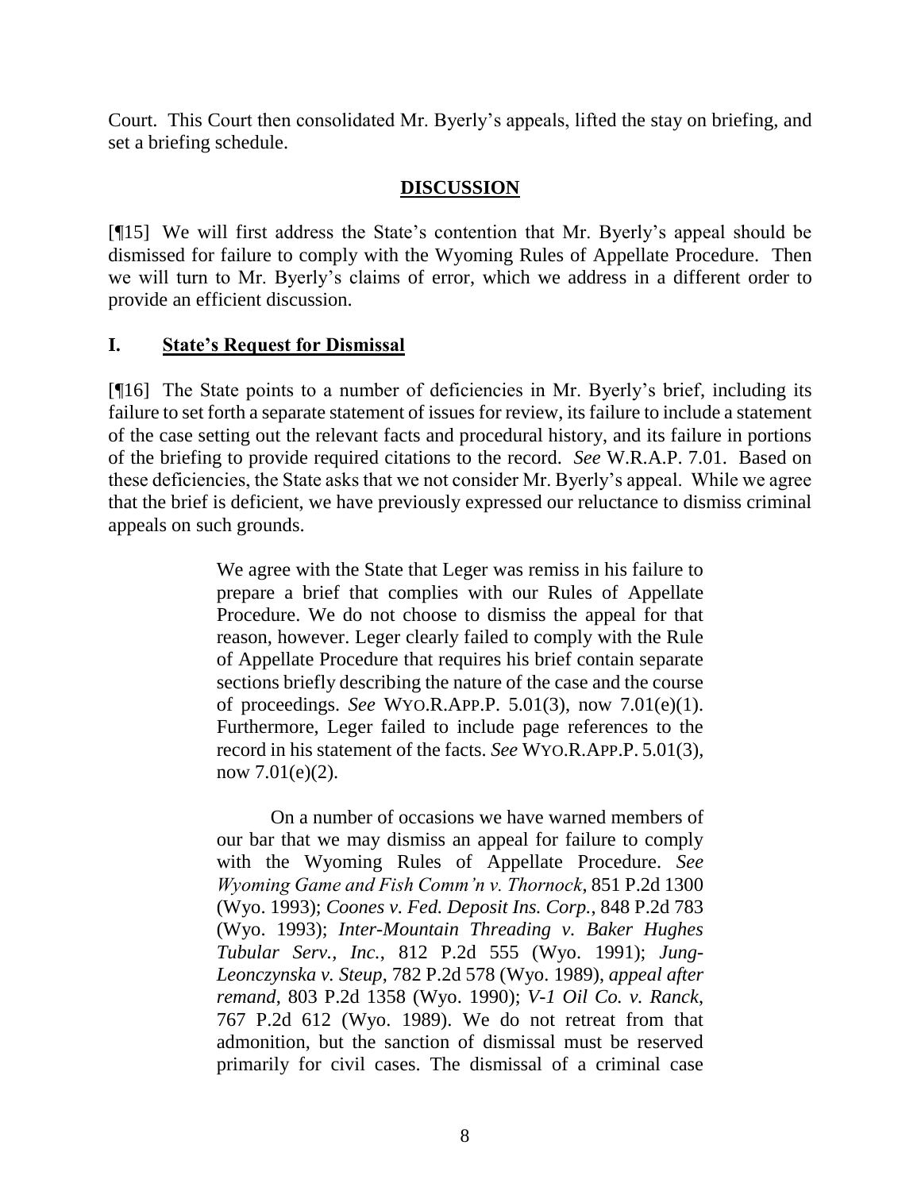Court. This Court then consolidated Mr. Byerly's appeals, lifted the stay on briefing, and set a briefing schedule.

## DISCUSSION

[¶15] We will first address the State's contention that Mr. Byerly's appeal should be dismissed for failure to comply with the Wyoming Rules of Appellate Procedure. Then we will turn to Mr. Byerly's claims of error, which we address in a different order to provide an efficient discussion.

### I. State's Request for Dismissal

[¶16] The State points to a number of deficiencies in Mr. Byerly's brief, including its failure to set forth a separate statement of issues for review, its failure to include a statement of the case setting out the relevant facts and procedural history, and its failure in portions of the briefing to provide required citations to the record. *See* W.R.A.P. 7.01. Based on these deficiencies, the State asks that we not consider Mr. Byerly's appeal. While we agree that the brief is deficient, we have previously expressed our reluctance to dismiss criminal appeals on such grounds.

> We agree with the State that Leger was remiss in his failure to prepare a brief that complies with our Rules of Appellate Procedure. We do not choose to dismiss the appeal for that reason, however. Leger clearly failed to comply with the Rule of Appellate Procedure that requires his brief contain separate sections briefly describing the nature of the case and the course of proceedings. *See* WYO.R.APP.P. 5.01(3), now 7.01(e)(1). Furthermore, Leger failed to include page references to the record in his statement of the facts. *See* WYO.R.APP.P. 5.01(3), now 7.01(e)(2).
>
> On a number of occasions we have warned members of our bar that we may dismiss an appeal for failure to comply with the Wyoming Rules of Appellate Procedure. *See Wyoming Game and Fish Comm'n v. Thornock*, 851 P.2d 1300 (Wyo. 1993); *Coones v. Fed. Deposit Ins. Corp.*, 848 P.2d 783 (Wyo. 1993); *Inter-Mountain Threading v. Baker Hughes Tubular Serv., Inc.*, 812 P.2d 555 (Wyo. 1991); *Jung-Leonczynska v. Steup*, 782 P.2d 578 (Wyo. 1989), *appeal after remand*, 803 P.2d 1358 (Wyo. 1990); *V-1 Oil Co. v. Ranck*, 767 P.2d 612 (Wyo. 1989). We do not retreat from that admonition, but the sanction of dismissal must be reserved primarily for civil cases. The dismissal of a criminal case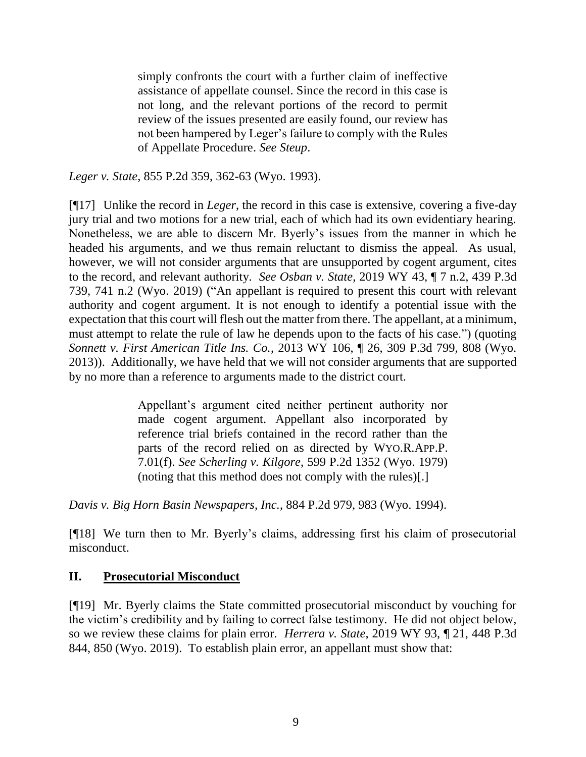> simply confronts the court with a further claim of ineffective assistance of appellate counsel. Since the record in this case is not long, and the relevant portions of the record to permit review of the issues presented are easily found, our review has not been hampered by Leger's failure to comply with the Rules of Appellate Procedure. *See Steup*.

*Leger v. State*, 855 P.2d 359, 362-63 (Wyo. 1993).

[¶17] Unlike the record in *Leger*, the record in this case is extensive, covering a five-day jury trial and two motions for a new trial, each of which had its own evidentiary hearing. Nonetheless, we are able to discern Mr. Byerly's issues from the manner in which he headed his arguments, and we thus remain reluctant to dismiss the appeal. As usual, however, we will not consider arguments that are unsupported by cogent argument, cites to the record, and relevant authority. *See Osban v. State*, 2019 WY 43, ¶ 7 n.2, 439 P.3d 739, 741 n.2 (Wyo. 2019) ("An appellant is required to present this court with relevant authority and cogent argument. It is not enough to identify a potential issue with the expectation that this court will flesh out the matter from there. The appellant, at a minimum, must attempt to relate the rule of law he depends upon to the facts of his case.") (quoting *Sonnett v. First American Title Ins. Co.*, 2013 WY 106, ¶ 26, 309 P.3d 799, 808 (Wyo. 2013)). Additionally, we have held that we will not consider arguments that are supported by no more than a reference to arguments made to the district court.

> Appellant's argument cited neither pertinent authority nor made cogent argument. Appellant also incorporated by reference trial briefs contained in the record rather than the parts of the record relied on as directed by WYO.R.APP.P. 7.01(f). *See Scherling v. Kilgore*, 599 P.2d 1352 (Wyo. 1979) (noting that this method does not comply with the rules)[.]

*Davis v. Big Horn Basin Newspapers, Inc.*, 884 P.2d 979, 983 (Wyo. 1994).

[¶18] We turn then to Mr. Byerly's claims, addressing first his claim of prosecutorial misconduct.

## II. Prosecutorial Misconduct

[¶19] Mr. Byerly claims the State committed prosecutorial misconduct by vouching for the victim's credibility and by failing to correct false testimony. He did not object below, so we review these claims for plain error. *Herrera v. State*, 2019 WY 93, ¶ 21, 448 P.3d 844, 850 (Wyo. 2019). To establish plain error, an appellant must show that: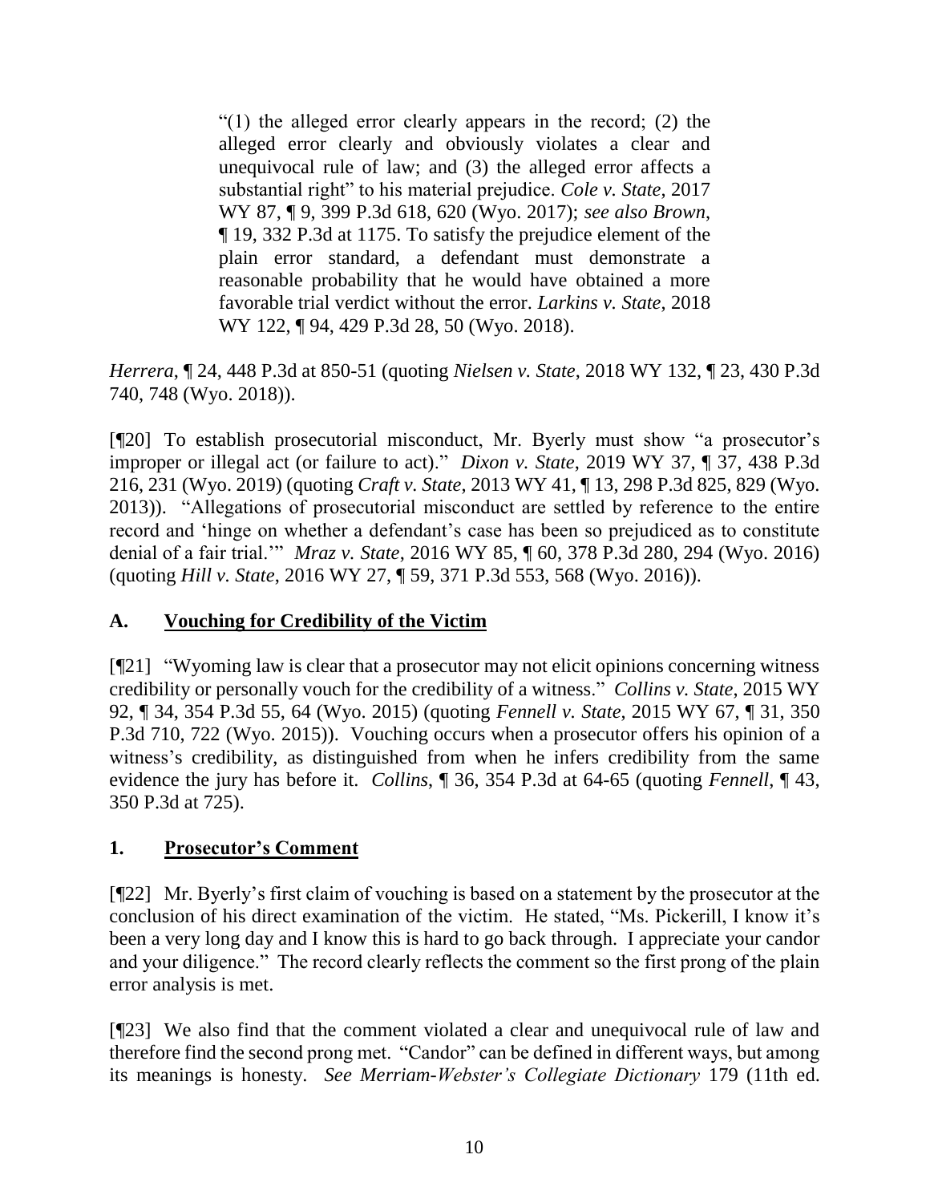> "(1) the alleged error clearly appears in the record; (2) the alleged error clearly and obviously violates a clear and unequivocal rule of law; and (3) the alleged error affects a substantial right" to his material prejudice. *Cole v. State*, 2017 WY 87, ¶ 9, 399 P.3d 618, 620 (Wyo. 2017); *see also Brown*, ¶ 19, 332 P.3d at 1175. To satisfy the prejudice element of the plain error standard, a defendant must demonstrate a reasonable probability that he would have obtained a more favorable trial verdict without the error. *Larkins v. State*, 2018 WY 122, ¶ 94, 429 P.3d 28, 50 (Wyo. 2018).

*Herrera*, ¶ 24, 448 P.3d at 850-51 (quoting *Nielsen v. State*, 2018 WY 132, ¶ 23, 430 P.3d 740, 748 (Wyo. 2018)).

[¶20] To establish prosecutorial misconduct, Mr. Byerly must show "a prosecutor's improper or illegal act (or failure to act)." *Dixon v. State*, 2019 WY 37, ¶ 37, 438 P.3d 216, 231 (Wyo. 2019) (quoting *Craft v. State*, 2013 WY 41, ¶ 13, 298 P.3d 825, 829 (Wyo. 2013)). "Allegations of prosecutorial misconduct are settled by reference to the entire record and 'hinge on whether a defendant's case has been so prejudiced as to constitute denial of a fair trial.'" *Mraz v. State*, 2016 WY 85, ¶ 60, 378 P.3d 280, 294 (Wyo. 2016) (quoting *Hill v. State*, 2016 WY 27, ¶ 59, 371 P.3d 553, 568 (Wyo. 2016)).

## A. Vouching for Credibility of the Victim

[¶21] "Wyoming law is clear that a prosecutor may not elicit opinions concerning witness credibility or personally vouch for the credibility of a witness." *Collins v. State*, 2015 WY 92, ¶ 34, 354 P.3d 55, 64 (Wyo. 2015) (quoting *Fennell v. State*, 2015 WY 67, ¶ 31, 350 P.3d 710, 722 (Wyo. 2015)). Vouching occurs when a prosecutor offers his opinion of a witness's credibility, as distinguished from when he infers credibility from the same evidence the jury has before it. *Collins*, ¶ 36, 354 P.3d at 64-65 (quoting *Fennell*, ¶ 43, 350 P.3d at 725).

### 1. Prosecutor's Comment

[¶22] Mr. Byerly's first claim of vouching is based on a statement by the prosecutor at the conclusion of his direct examination of the victim. He stated, "Ms. Pickerill, I know it's been a very long day and I know this is hard to go back through. I appreciate your candor and your diligence." The record clearly reflects the comment so the first prong of the plain error analysis is met.

[¶23] We also find that the comment violated a clear and unequivocal rule of law and therefore find the second prong met. "Candor" can be defined in different ways, but among its meanings is honesty. *See Merriam-Webster's Collegiate Dictionary* 179 (11th ed.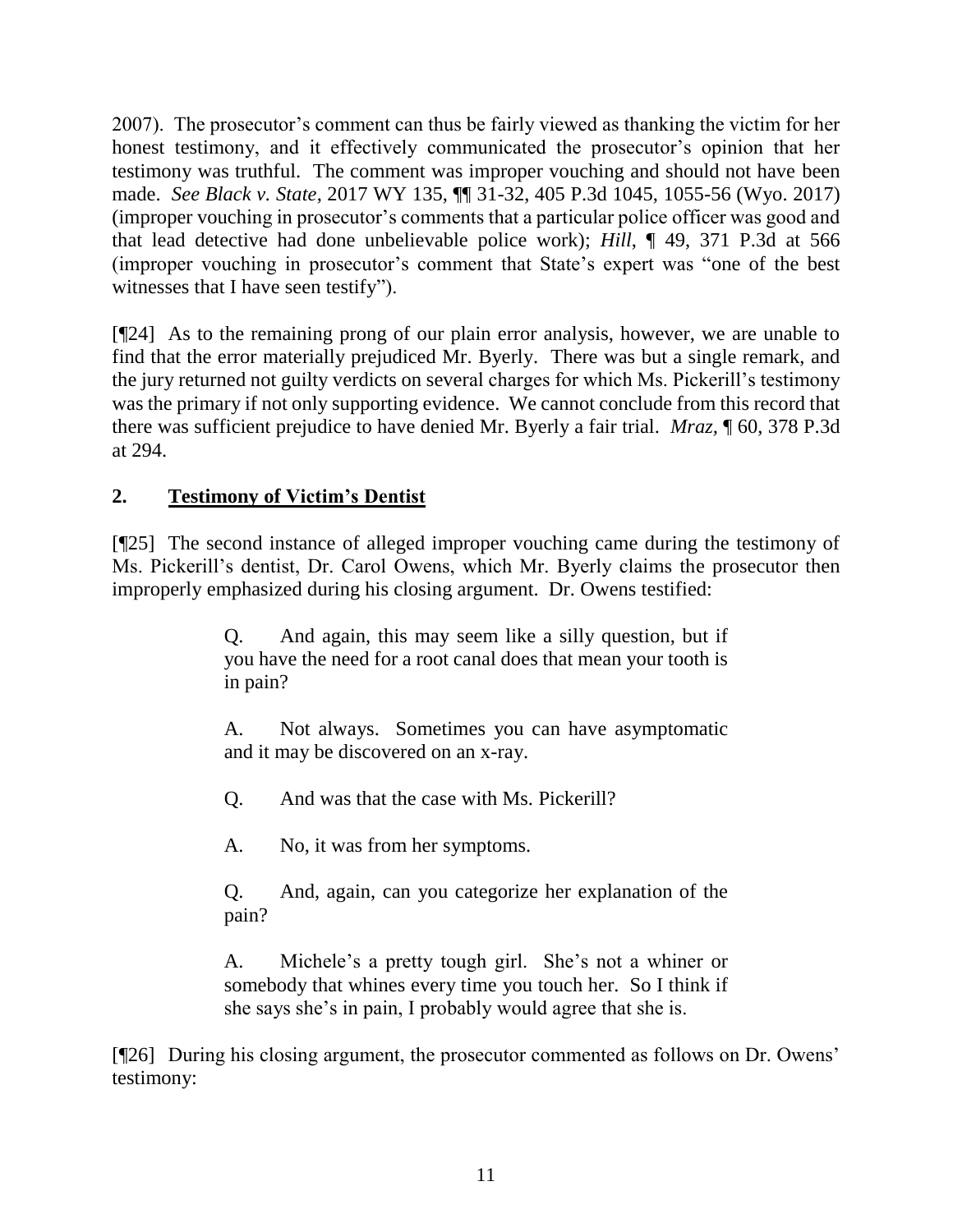2007). The prosecutor's comment can thus be fairly viewed as thanking the victim for her honest testimony, and it effectively communicated the prosecutor's opinion that her testimony was truthful. The comment was improper vouching and should not have been made. *See Black v. State*, 2017 WY 135, ¶¶ 31-32, 405 P.3d 1045, 1055-56 (Wyo. 2017) (improper vouching in prosecutor's comments that a particular police officer was good and that lead detective had done unbelievable police work); *Hill*, ¶ 49, 371 P.3d at 566 (improper vouching in prosecutor's comment that State's expert was "one of the best witnesses that I have seen testify").

[¶24] As to the remaining prong of our plain error analysis, however, we are unable to find that the error materially prejudiced Mr. Byerly. There was but a single remark, and the jury returned not guilty verdicts on several charges for which Ms. Pickerill's testimony was the primary if not only supporting evidence. We cannot conclude from this record that there was sufficient prejudice to have denied Mr. Byerly a fair trial. *Mraz*, ¶ 60, 378 P.3d at 294.

## 2. Testimony of Victim's Dentist

[¶25] The second instance of alleged improper vouching came during the testimony of Ms. Pickerill's dentist, Dr. Carol Owens, which Mr. Byerly claims the prosecutor then improperly emphasized during his closing argument. Dr. Owens testified:

> Q. And again, this may seem like a silly question, but if you have the need for a root canal does that mean your tooth is in pain?
>
> A. Not always. Sometimes you can have asymptomatic and it may be discovered on an x-ray.
>
> Q. And was that the case with Ms. Pickerill?
>
> A. No, it was from her symptoms.
>
> Q. And, again, can you categorize her explanation of the pain?
>
> A. Michele's a pretty tough girl. She's not a whiner or somebody that whines every time you touch her. So I think if she says she's in pain, I probably would agree that she is.

[¶26] During his closing argument, the prosecutor commented as follows on Dr. Owens' testimony: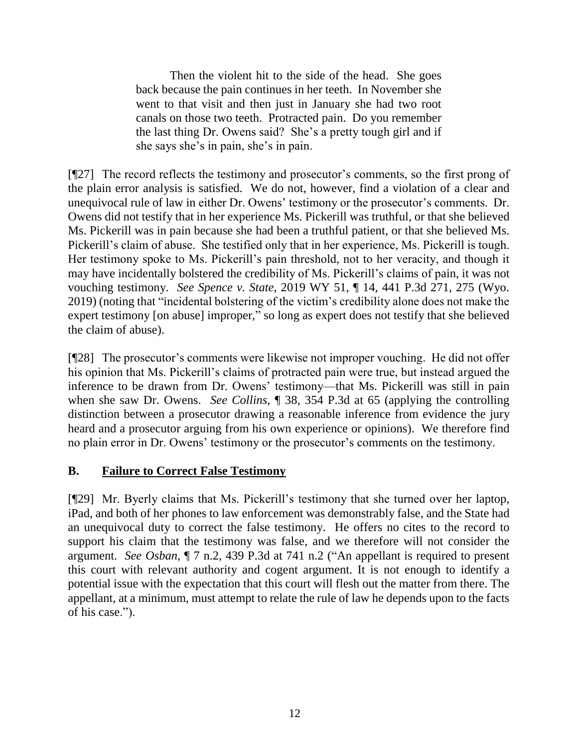> Then the violent hit to the side of the head. She goes back because the pain continues in her teeth. In November she went to that visit and then just in January she had two root canals on those two teeth. Protracted pain. Do you remember the last thing Dr. Owens said? She's a pretty tough girl and if she says she's in pain, she's in pain.

[¶27] The record reflects the testimony and prosecutor's comments, so the first prong of the plain error analysis is satisfied. We do not, however, find a violation of a clear and unequivocal rule of law in either Dr. Owens' testimony or the prosecutor's comments. Dr. Owens did not testify that in her experience Ms. Pickerill was truthful, or that she believed Ms. Pickerill was in pain because she had been a truthful patient, or that she believed Ms. Pickerill's claim of abuse. She testified only that in her experience, Ms. Pickerill is tough. Her testimony spoke to Ms. Pickerill's pain threshold, not to her veracity, and though it may have incidentally bolstered the credibility of Ms. Pickerill's claims of pain, it was not vouching testimony. *See Spence v. State*, 2019 WY 51, ¶ 14, 441 P.3d 271, 275 (Wyo. 2019) (noting that "incidental bolstering of the victim's credibility alone does not make the expert testimony [on abuse] improper," so long as expert does not testify that she believed the claim of abuse).

[¶28] The prosecutor's comments were likewise not improper vouching. He did not offer his opinion that Ms. Pickerill's claims of protracted pain were true, but instead argued the inference to be drawn from Dr. Owens' testimony—that Ms. Pickerill was still in pain when she saw Dr. Owens. *See Collins*, ¶ 38, 354 P.3d at 65 (applying the controlling distinction between a prosecutor drawing a reasonable inference from evidence the jury heard and a prosecutor arguing from his own experience or opinions). We therefore find no plain error in Dr. Owens' testimony or the prosecutor's comments on the testimony.

## B. <u>Failure to Correct False Testimony</u>

[¶29] Mr. Byerly claims that Ms. Pickerill's testimony that she turned over her laptop, iPad, and both of her phones to law enforcement was demonstrably false, and the State had an unequivocal duty to correct the false testimony. He offers no cites to the record to support his claim that the testimony was false, and we therefore will not consider the argument. *See Osban*, ¶ 7 n.2, 439 P.3d at 741 n.2 ("An appellant is required to present this court with relevant authority and cogent argument. It is not enough to identify a potential issue with the expectation that this court will flesh out the matter from there. The appellant, at a minimum, must attempt to relate the rule of law he depends upon to the facts of his case.").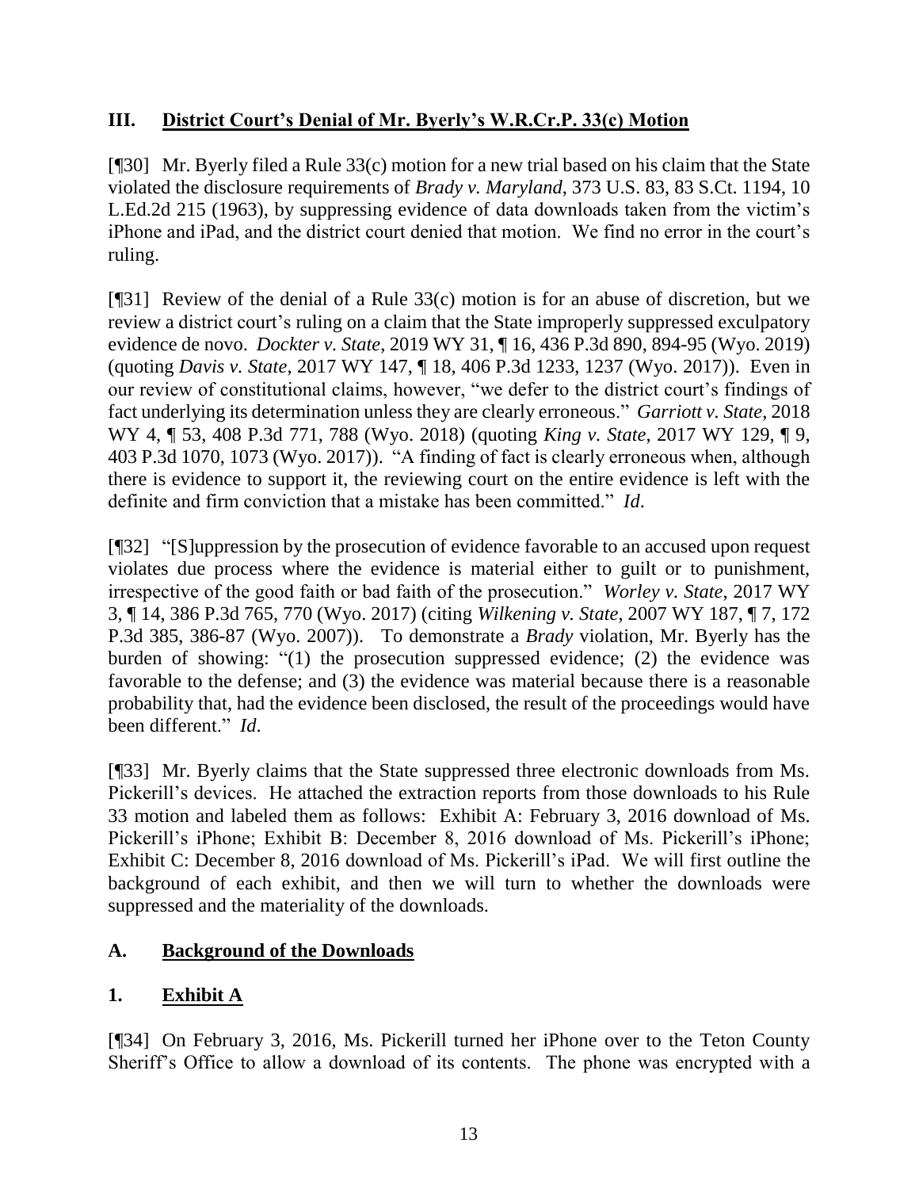## III. District Court's Denial of Mr. Byerly's W.R.Cr.P. 33(c) Motion

[¶30] Mr. Byerly filed a Rule 33(c) motion for a new trial based on his claim that the State violated the disclosure requirements of *Brady v. Maryland*, 373 U.S. 83, 83 S.Ct. 1194, 10 L.Ed.2d 215 (1963), by suppressing evidence of data downloads taken from the victim's iPhone and iPad, and the district court denied that motion. We find no error in the court's ruling.

[¶31] Review of the denial of a Rule 33(c) motion is for an abuse of discretion, but we review a district court's ruling on a claim that the State improperly suppressed exculpatory evidence de novo. *Dockter v. State*, 2019 WY 31, ¶ 16, 436 P.3d 890, 894-95 (Wyo. 2019) (quoting *Davis v. State*, 2017 WY 147, ¶ 18, 406 P.3d 1233, 1237 (Wyo. 2017)). Even in our review of constitutional claims, however, "we defer to the district court's findings of fact underlying its determination unless they are clearly erroneous." *Garriott v. State*, 2018 WY 4, ¶ 53, 408 P.3d 771, 788 (Wyo. 2018) (quoting *King v. State*, 2017 WY 129, ¶ 9, 403 P.3d 1070, 1073 (Wyo. 2017)). "A finding of fact is clearly erroneous when, although there is evidence to support it, the reviewing court on the entire evidence is left with the definite and firm conviction that a mistake has been committed." *Id.*

[¶32] "[S]uppression by the prosecution of evidence favorable to an accused upon request violates due process where the evidence is material either to guilt or to punishment, irrespective of the good faith or bad faith of the prosecution." *Worley v. State*, 2017 WY 3, ¶ 14, 386 P.3d 765, 770 (Wyo. 2017) (citing *Wilkening v. State*, 2007 WY 187, ¶ 7, 172 P.3d 385, 386-87 (Wyo. 2007)). To demonstrate a *Brady* violation, Mr. Byerly has the burden of showing: "(1) the prosecution suppressed evidence; (2) the evidence was favorable to the defense; and (3) the evidence was material because there is a reasonable probability that, had the evidence been disclosed, the result of the proceedings would have been different." *Id.*

[¶33] Mr. Byerly claims that the State suppressed three electronic downloads from Ms. Pickerill's devices. He attached the extraction reports from those downloads to his Rule 33 motion and labeled them as follows: Exhibit A: February 3, 2016 download of Ms. Pickerill's iPhone; Exhibit B: December 8, 2016 download of Ms. Pickerill's iPhone; Exhibit C: December 8, 2016 download of Ms. Pickerill's iPad. We will first outline the background of each exhibit, and then we will turn to whether the downloads were suppressed and the materiality of the downloads.

### A. Background of the Downloads

### 1. Exhibit A

[¶34] On February 3, 2016, Ms. Pickerill turned her iPhone over to the Teton County Sheriff's Office to allow a download of its contents. The phone was encrypted with a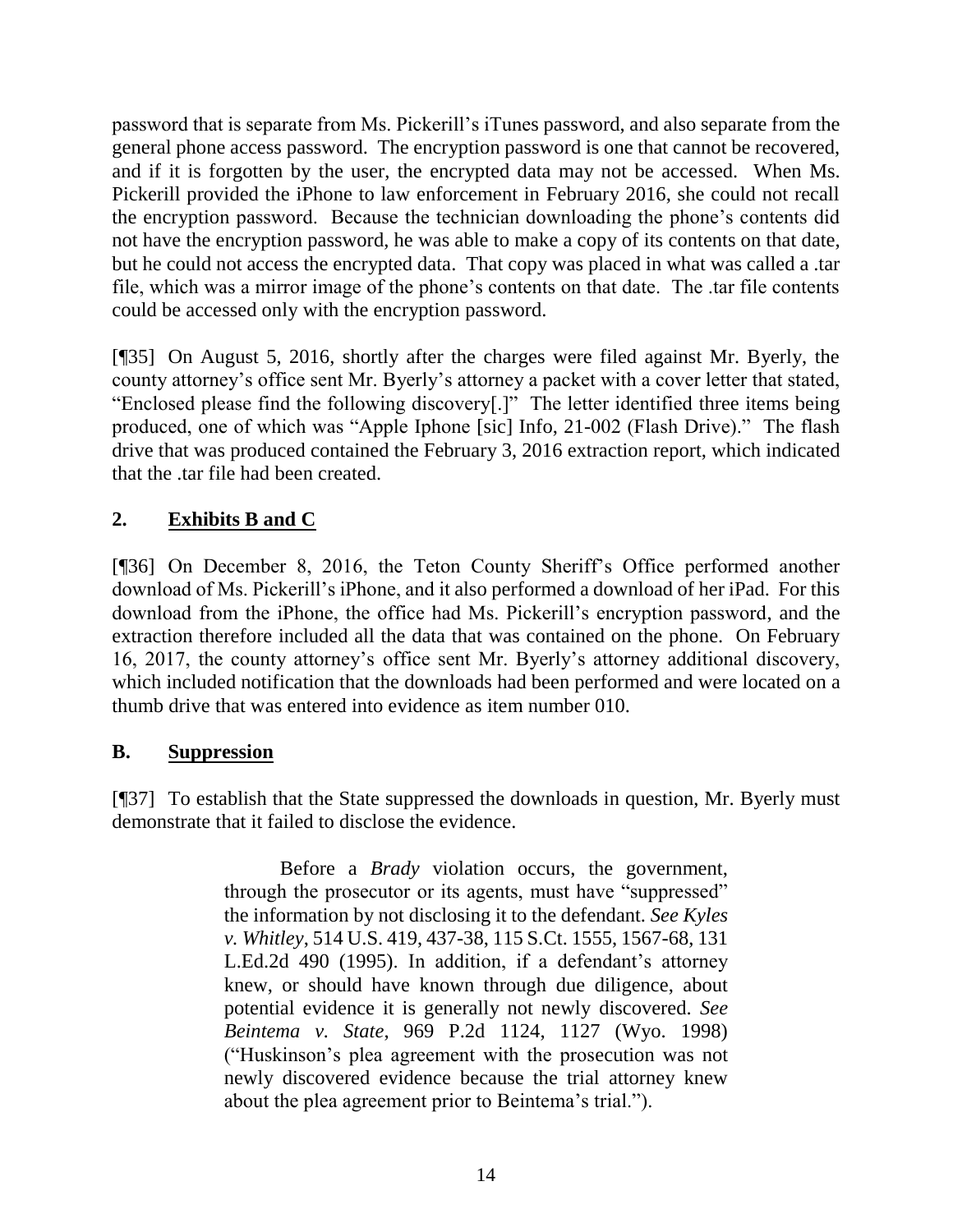password that is separate from Ms. Pickerill's iTunes password, and also separate from the general phone access password. The encryption password is one that cannot be recovered, and if it is forgotten by the user, the encrypted data may not be accessed. When Ms. Pickerill provided the iPhone to law enforcement in February 2016, she could not recall the encryption password. Because the technician downloading the phone's contents did not have the encryption password, he was able to make a copy of its contents on that date, but he could not access the encrypted data. That copy was placed in what was called a .tar file, which was a mirror image of the phone's contents on that date. The .tar file contents could be accessed only with the encryption password.

[¶35] On August 5, 2016, shortly after the charges were filed against Mr. Byerly, the county attorney's office sent Mr. Byerly's attorney a packet with a cover letter that stated, "Enclosed please find the following discovery[.]" The letter identified three items being produced, one of which was "Apple Iphone [sic] Info, 21-002 (Flash Drive)." The flash drive that was produced contained the February 3, 2016 extraction report, which indicated that the .tar file had been created.

### 2. **Exhibits B and C**

[¶36] On December 8, 2016, the Teton County Sheriff's Office performed another download of Ms. Pickerill's iPhone, and it also performed a download of her iPad. For this download from the iPhone, the office had Ms. Pickerill's encryption password, and the extraction therefore included all the data that was contained on the phone. On February 16, 2017, the county attorney's office sent Mr. Byerly's attorney additional discovery, which included notification that the downloads had been performed and were located on a thumb drive that was entered into evidence as item number 010.

## B. **Suppression**

[¶37] To establish that the State suppressed the downloads in question, Mr. Byerly must demonstrate that it failed to disclose the evidence.

> Before a *Brady* violation occurs, the government, through the prosecutor or its agents, must have "suppressed" the information by not disclosing it to the defendant. *See Kyles v. Whitley*, 514 U.S. 419, 437-38, 115 S.Ct. 1555, 1567-68, 131 L.Ed.2d 490 (1995). In addition, if a defendant's attorney knew, or should have known through due diligence, about potential evidence it is generally not newly discovered. *See Beintema v. State*, 969 P.2d 1124, 1127 (Wyo. 1998) ("Huskinson's plea agreement with the prosecution was not newly discovered evidence because the trial attorney knew about the plea agreement prior to Beintema's trial.").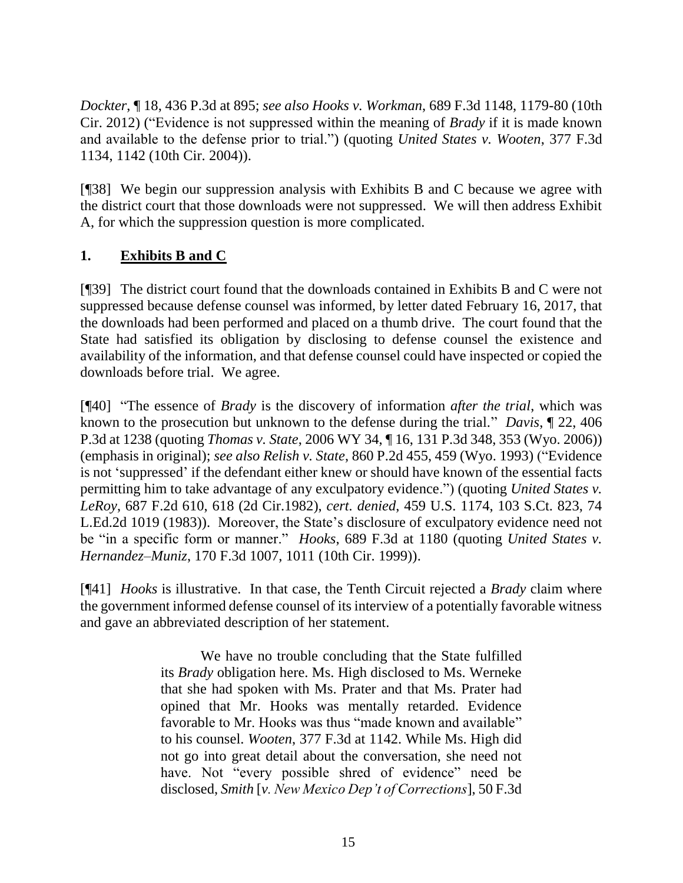*Dockter*, ¶ 18, 436 P.3d at 895; *see also Hooks v. Workman*, 689 F.3d 1148, 1179-80 (10th Cir. 2012) ("Evidence is not suppressed within the meaning of *Brady* if it is made known and available to the defense prior to trial.") (quoting *United States v. Wooten*, 377 F.3d 1134, 1142 (10th Cir. 2004)).

[¶38] We begin our suppression analysis with Exhibits B and C because we agree with the district court that those downloads were not suppressed. We will then address Exhibit A, for which the suppression question is more complicated.

## 1. Exhibits B and C

[¶39] The district court found that the downloads contained in Exhibits B and C were not suppressed because defense counsel was informed, by letter dated February 16, 2017, that the downloads had been performed and placed on a thumb drive. The court found that the State had satisfied its obligation by disclosing to defense counsel the existence and availability of the information, and that defense counsel could have inspected or copied the downloads before trial. We agree.

[¶40] "The essence of *Brady* is the discovery of information *after the trial*, which was known to the prosecution but unknown to the defense during the trial." *Davis*, ¶ 22, 406 P.3d at 1238 (quoting *Thomas v. State*, 2006 WY 34, ¶ 16, 131 P.3d 348, 353 (Wyo. 2006)) (emphasis in original); *see also Relish v. State*, 860 P.2d 455, 459 (Wyo. 1993) ("Evidence is not 'suppressed' if the defendant either knew or should have known of the essential facts permitting him to take advantage of any exculpatory evidence.") (quoting *United States v. LeRoy*, 687 F.2d 610, 618 (2d Cir.1982), *cert. denied*, 459 U.S. 1174, 103 S.Ct. 823, 74 L.Ed.2d 1019 (1983)). Moreover, the State's disclosure of exculpatory evidence need not be "in a specific form or manner." *Hooks*, 689 F.3d at 1180 (quoting *United States v. Hernandez–Muniz*, 170 F.3d 1007, 1011 (10th Cir. 1999)).

[¶41] *Hooks* is illustrative. In that case, the Tenth Circuit rejected a *Brady* claim where the government informed defense counsel of its interview of a potentially favorable witness and gave an abbreviated description of her statement.

> We have no trouble concluding that the State fulfilled its *Brady* obligation here. Ms. High disclosed to Ms. Werneke that she had spoken with Ms. Prater and that Ms. Prater had opined that Mr. Hooks was mentally retarded. Evidence favorable to Mr. Hooks was thus "made known and available" to his counsel. *Wooten*, 377 F.3d at 1142. While Ms. High did not go into great detail about the conversation, she need not have. Not "every possible shred of evidence" need be disclosed, *Smith* [*v. New Mexico Dep't of Corrections*], 50 F.3d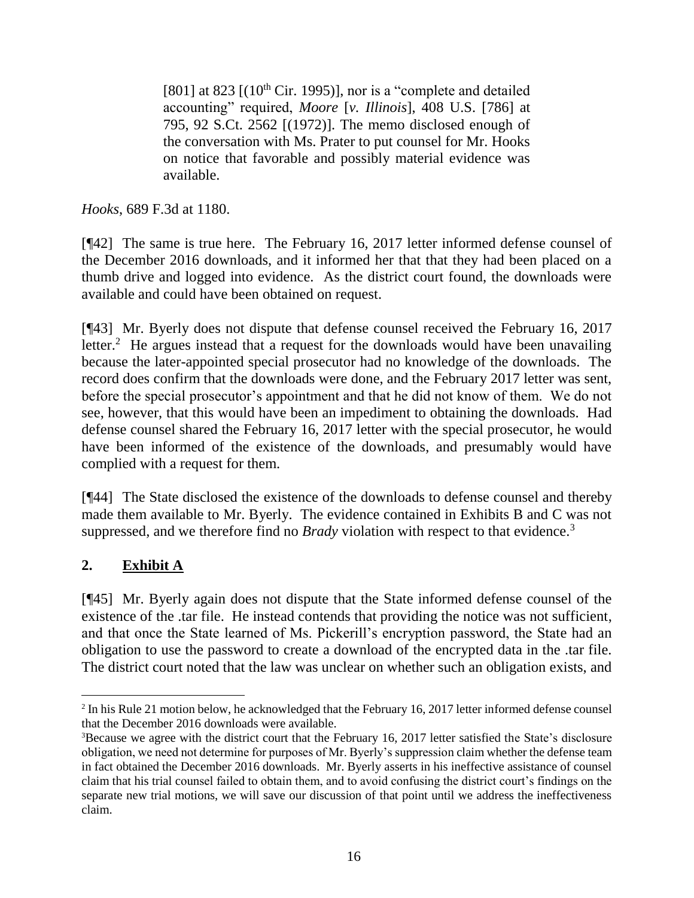> [801] at 823 [(10th Cir. 1995)], nor is a "complete and detailed accounting" required, *Moore* [*v. Illinois*], 408 U.S. [786] at 795, 92 S.Ct. 2562 [(1972)]. The memo disclosed enough of the conversation with Ms. Prater to put counsel for Mr. Hooks on notice that favorable and possibly material evidence was available.

*Hooks*, 689 F.3d at 1180.

[¶42] The same is true here. The February 16, 2017 letter informed defense counsel of the December 2016 downloads, and it informed her that that they had been placed on a thumb drive and logged into evidence. As the district court found, the downloads were available and could have been obtained on request.

[¶43] Mr. Byerly does not dispute that defense counsel received the February 16, 2017 letter.[2] He argues instead that a request for the downloads would have been unavailing because the later-appointed special prosecutor had no knowledge of the downloads. The record does confirm that the downloads were done, and the February 2017 letter was sent, before the special prosecutor's appointment and that he did not know of them. We do not see, however, that this would have been an impediment to obtaining the downloads. Had defense counsel shared the February 16, 2017 letter with the special prosecutor, he would have been informed of the existence of the downloads, and presumably would have complied with a request for them.

[¶44] The State disclosed the existence of the downloads to defense counsel and thereby made them available to Mr. Byerly. The evidence contained in Exhibits B and C was not suppressed, and we therefore find no *Brady* violation with respect to that evidence.[3]

## 2. <u>Exhibit A</u>

[¶45] Mr. Byerly again does not dispute that the State informed defense counsel of the existence of the .tar file. He instead contends that providing the notice was not sufficient, and that once the State learned of Ms. Pickerill's encryption password, the State had an obligation to use the password to create a download of the encrypted data in the .tar file. The district court noted that the law was unclear on whether such an obligation exists, and

---

[2] In his Rule 21 motion below, he acknowledged that the February 16, 2017 letter informed defense counsel that the December 2016 downloads were available.

[3] Because we agree with the district court that the February 16, 2017 letter satisfied the State's disclosure obligation, we need not determine for purposes of Mr. Byerly's suppression claim whether the defense team in fact obtained the December 2016 downloads. Mr. Byerly asserts in his ineffective assistance of counsel claim that his trial counsel failed to obtain them, and to avoid confusing the district court's findings on the separate new trial motions, we will save our discussion of that point until we address the ineffectiveness claim.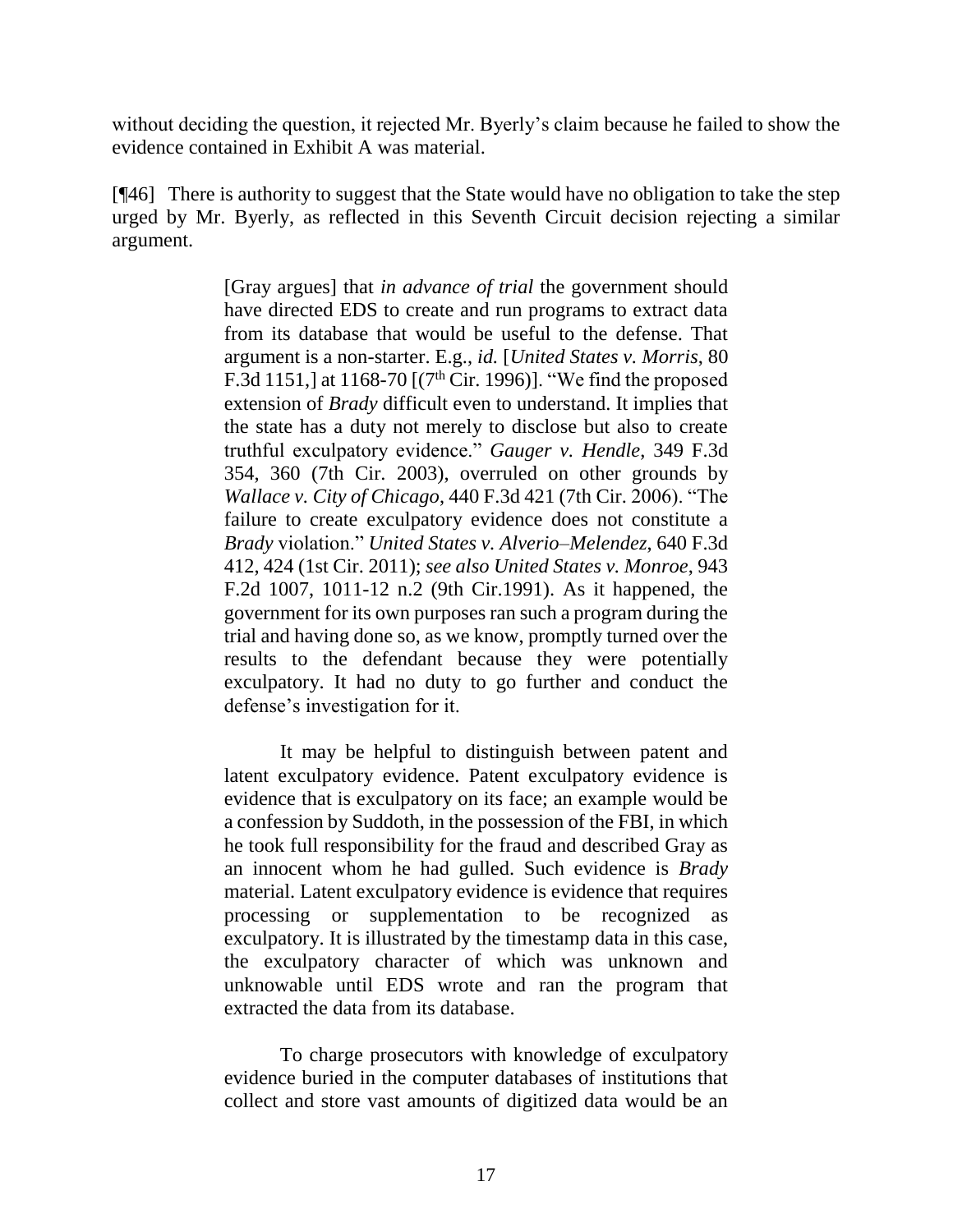without deciding the question, it rejected Mr. Byerly's claim because he failed to show the evidence contained in Exhibit A was material.

[¶46] There is authority to suggest that the State would have no obligation to take the step urged by Mr. Byerly, as reflected in this Seventh Circuit decision rejecting a similar argument.

> [Gray argues] that *in advance of trial* the government should have directed EDS to create and run programs to extract data from its database that would be useful to the defense. That argument is a non-starter. E.g., *id.* [*United States v. Morris*, 80 F.3d 1151,] at 1168-70 [(7th Cir. 1996)]. "We find the proposed extension of *Brady* difficult even to understand. It implies that the state has a duty not merely to disclose but also to create truthful exculpatory evidence." *Gauger v. Hendle*, 349 F.3d 354, 360 (7th Cir. 2003), overruled on other grounds by *Wallace v. City of Chicago*, 440 F.3d 421 (7th Cir. 2006). "The failure to create exculpatory evidence does not constitute a *Brady* violation." *United States v. Alverio–Melendez*, 640 F.3d 412, 424 (1st Cir. 2011); *see also United States v. Monroe*, 943 F.2d 1007, 1011-12 n.2 (9th Cir.1991). As it happened, the government for its own purposes ran such a program during the trial and having done so, as we know, promptly turned over the results to the defendant because they were potentially exculpatory. It had no duty to go further and conduct the defense's investigation for it.
>
> It may be helpful to distinguish between patent and latent exculpatory evidence. Patent exculpatory evidence is evidence that is exculpatory on its face; an example would be a confession by Suddoth, in the possession of the FBI, in which he took full responsibility for the fraud and described Gray as an innocent whom he had gulled. Such evidence is *Brady* material. Latent exculpatory evidence is evidence that requires processing or supplementation to be recognized as exculpatory. It is illustrated by the timestamp data in this case, the exculpatory character of which was unknown and unknowable until EDS wrote and ran the program that extracted the data from its database.
>
> To charge prosecutors with knowledge of exculpatory evidence buried in the computer databases of institutions that collect and store vast amounts of digitized data would be an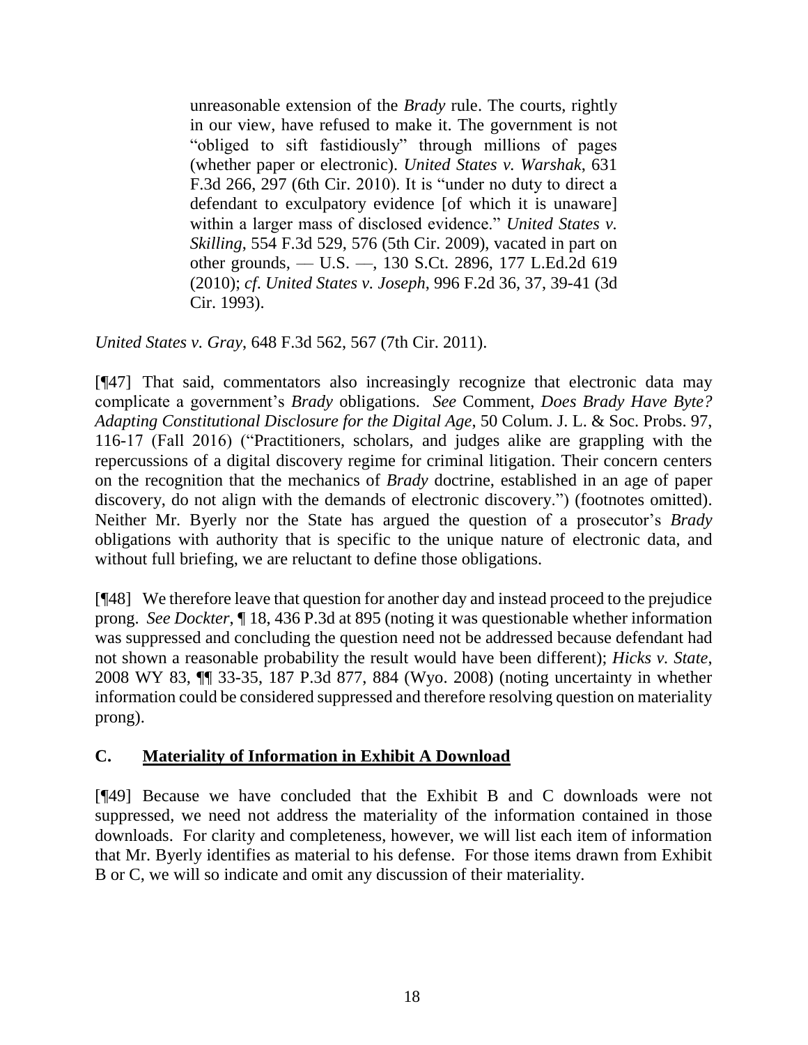> unreasonable extension of the *Brady* rule. The courts, rightly in our view, have refused to make it. The government is not "obliged to sift fastidiously" through millions of pages (whether paper or electronic). *United States v. Warshak*, 631 F.3d 266, 297 (6th Cir. 2010). It is "under no duty to direct a defendant to exculpatory evidence [of which it is unaware] within a larger mass of disclosed evidence." *United States v. Skilling*, 554 F.3d 529, 576 (5th Cir. 2009), vacated in part on other grounds, — U.S. —, 130 S.Ct. 2896, 177 L.Ed.2d 619 (2010); *cf. United States v. Joseph*, 996 F.2d 36, 37, 39-41 (3d Cir. 1993).

*United States v. Gray*, 648 F.3d 562, 567 (7th Cir. 2011).

[¶47] That said, commentators also increasingly recognize that electronic data may complicate a government's *Brady* obligations. *See* Comment, *Does Brady Have Byte? Adapting Constitutional Disclosure for the Digital Age*, 50 Colum. J. L. & Soc. Probs. 97, 116-17 (Fall 2016) ("Practitioners, scholars, and judges alike are grappling with the repercussions of a digital discovery regime for criminal litigation. Their concern centers on the recognition that the mechanics of *Brady* doctrine, established in an age of paper discovery, do not align with the demands of electronic discovery.") (footnotes omitted). Neither Mr. Byerly nor the State has argued the question of a prosecutor's *Brady* obligations with authority that is specific to the unique nature of electronic data, and without full briefing, we are reluctant to define those obligations.

[¶48] We therefore leave that question for another day and instead proceed to the prejudice prong. *See Dockter*, ¶ 18, 436 P.3d at 895 (noting it was questionable whether information was suppressed and concluding the question need not be addressed because defendant had not shown a reasonable probability the result would have been different); *Hicks v. State*, 2008 WY 83, ¶¶ 33-35, 187 P.3d 877, 884 (Wyo. 2008) (noting uncertainty in whether information could be considered suppressed and therefore resolving question on materiality prong).

## C. Materiality of Information in Exhibit A Download

[¶49] Because we have concluded that the Exhibit B and C downloads were not suppressed, we need not address the materiality of the information contained in those downloads. For clarity and completeness, however, we will list each item of information that Mr. Byerly identifies as material to his defense. For those items drawn from Exhibit B or C, we will so indicate and omit any discussion of their materiality.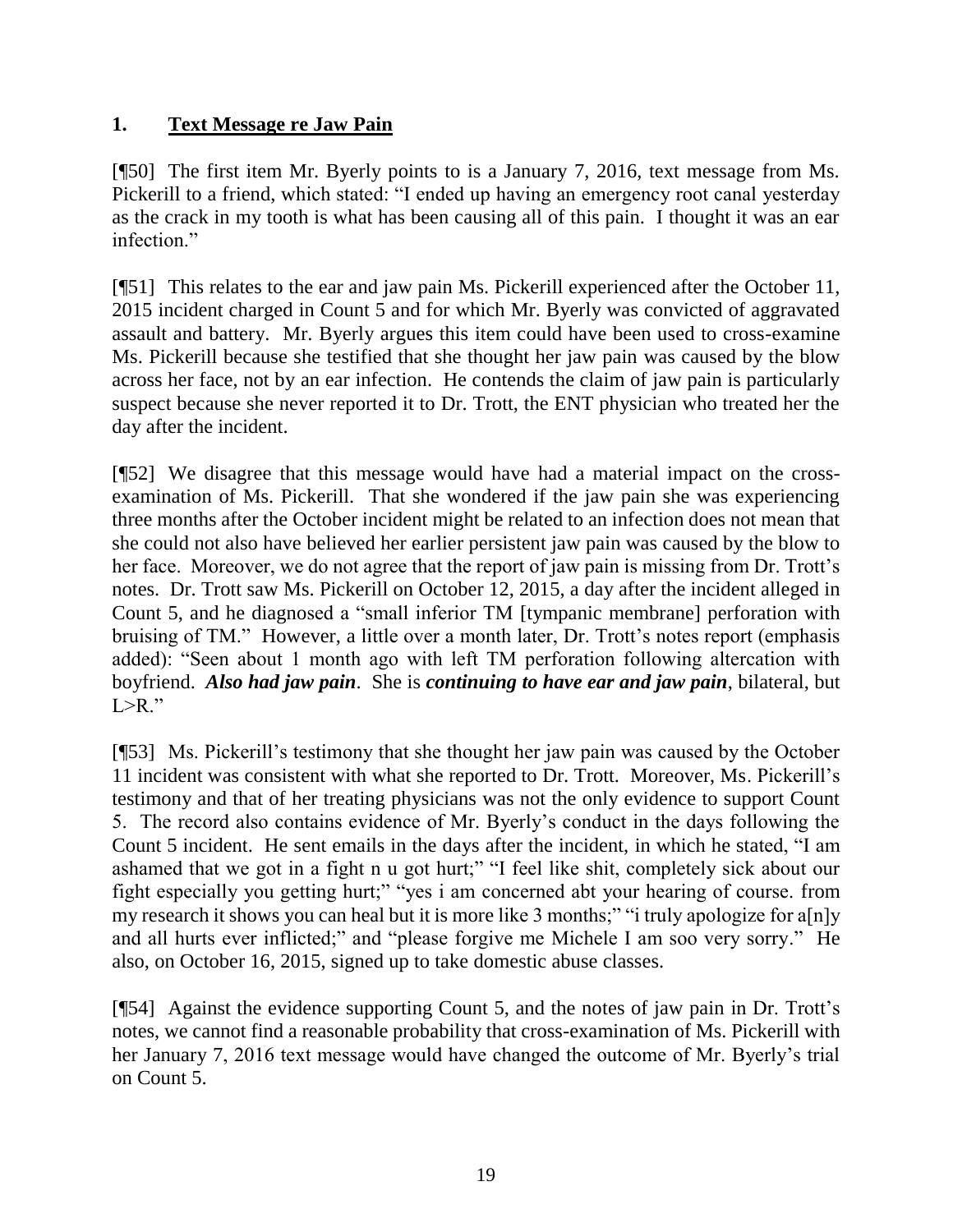### 1. <u>Text Message re Jaw Pain</u>

[¶50] The first item Mr. Byerly points to is a January 7, 2016, text message from Ms. Pickerill to a friend, which stated: "I ended up having an emergency root canal yesterday as the crack in my tooth is what has been causing all of this pain. I thought it was an ear infection."

[¶51] This relates to the ear and jaw pain Ms. Pickerill experienced after the October 11, 2015 incident charged in Count 5 and for which Mr. Byerly was convicted of aggravated assault and battery. Mr. Byerly argues this item could have been used to cross-examine Ms. Pickerill because she testified that she thought her jaw pain was caused by the blow across her face, not by an ear infection. He contends the claim of jaw pain is particularly suspect because she never reported it to Dr. Trott, the ENT physician who treated her the day after the incident.

[¶52] We disagree that this message would have had a material impact on the cross-examination of Ms. Pickerill. That she wondered if the jaw pain she was experiencing three months after the October incident might be related to an infection does not mean that she could not also have believed her earlier persistent jaw pain was caused by the blow to her face. Moreover, we do not agree that the report of jaw pain is missing from Dr. Trott's notes. Dr. Trott saw Ms. Pickerill on October 12, 2015, a day after the incident alleged in Count 5, and he diagnosed a "small inferior TM [tympanic membrane] perforation with bruising of TM." However, a little over a month later, Dr. Trott's notes report (emphasis added): "Seen about 1 month ago with left TM perforation following altercation with boyfriend. ***Also had jaw pain***. She is ***continuing to have ear and jaw pain***, bilateral, but L>R."

[¶53] Ms. Pickerill's testimony that she thought her jaw pain was caused by the October 11 incident was consistent with what she reported to Dr. Trott. Moreover, Ms. Pickerill's testimony and that of her treating physicians was not the only evidence to support Count 5. The record also contains evidence of Mr. Byerly's conduct in the days following the Count 5 incident. He sent emails in the days after the incident, in which he stated, "I am ashamed that we got in a fight n u got hurt;" "I feel like shit, completely sick about our fight especially you getting hurt;" "yes i am concerned abt your hearing of course. from my research it shows you can heal but it is more like 3 months;" "i truly apologize for a[n]y and all hurts ever inflicted;" and "please forgive me Michele I am soo very sorry." He also, on October 16, 2015, signed up to take domestic abuse classes.

[¶54] Against the evidence supporting Count 5, and the notes of jaw pain in Dr. Trott's notes, we cannot find a reasonable probability that cross-examination of Ms. Pickerill with her January 7, 2016 text message would have changed the outcome of Mr. Byerly's trial on Count 5.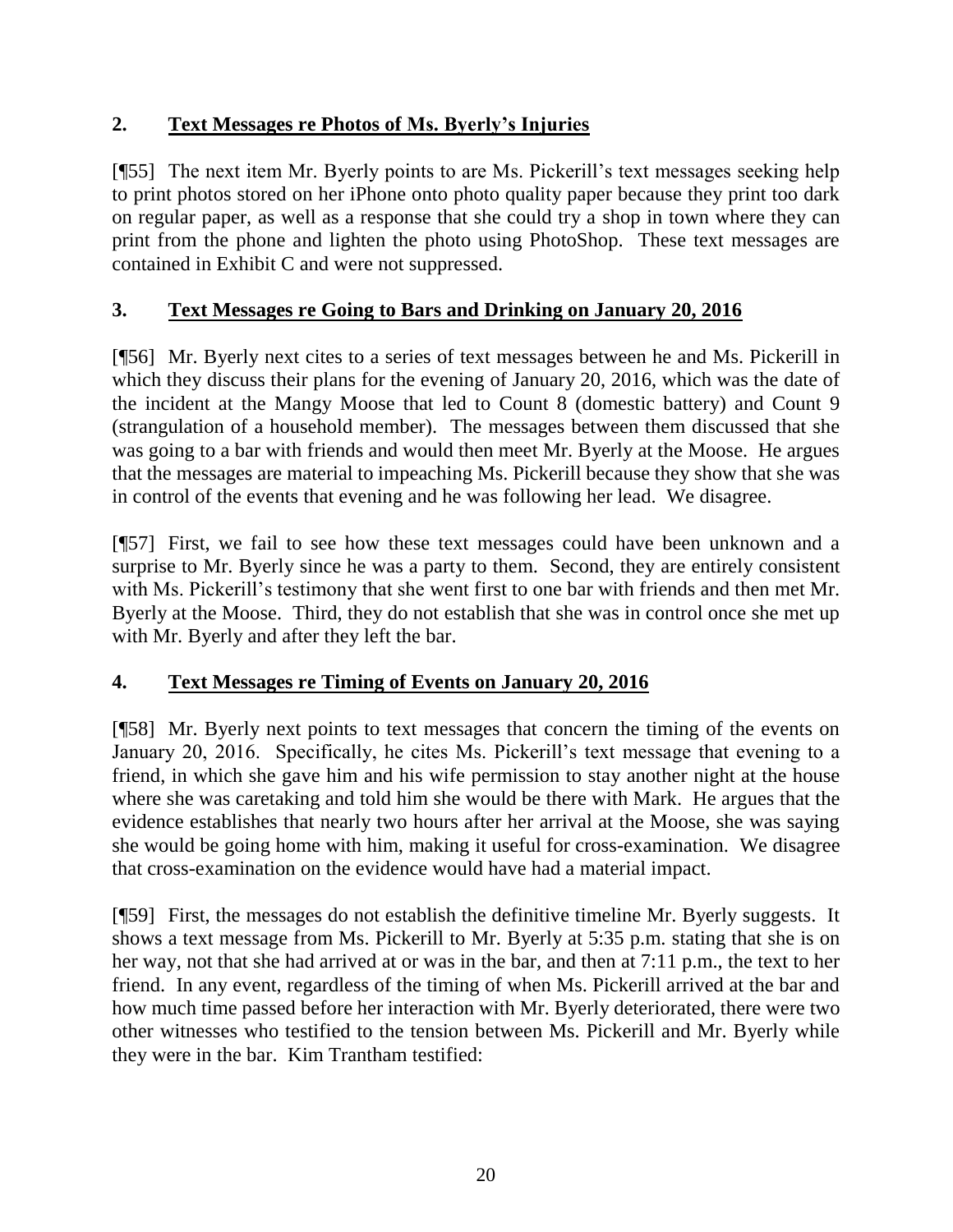## 2. Text Messages re Photos of Ms. Byerly's Injuries

[¶55] The next item Mr. Byerly points to are Ms. Pickerill's text messages seeking help to print photos stored on her iPhone onto photo quality paper because they print too dark on regular paper, as well as a response that she could try a shop in town where they can print from the phone and lighten the photo using PhotoShop. These text messages are contained in Exhibit C and were not suppressed.

## 3. Text Messages re Going to Bars and Drinking on January 20, 2016

[¶56] Mr. Byerly next cites to a series of text messages between he and Ms. Pickerill in which they discuss their plans for the evening of January 20, 2016, which was the date of the incident at the Mangy Moose that led to Count 8 (domestic battery) and Count 9 (strangulation of a household member). The messages between them discussed that she was going to a bar with friends and would then meet Mr. Byerly at the Moose. He argues that the messages are material to impeaching Ms. Pickerill because they show that she was in control of the events that evening and he was following her lead. We disagree.

[¶57] First, we fail to see how these text messages could have been unknown and a surprise to Mr. Byerly since he was a party to them. Second, they are entirely consistent with Ms. Pickerill's testimony that she went first to one bar with friends and then met Mr. Byerly at the Moose. Third, they do not establish that she was in control once she met up with Mr. Byerly and after they left the bar.

## 4. Text Messages re Timing of Events on January 20, 2016

[¶58] Mr. Byerly next points to text messages that concern the timing of the events on January 20, 2016. Specifically, he cites Ms. Pickerill's text message that evening to a friend, in which she gave him and his wife permission to stay another night at the house where she was caretaking and told him she would be there with Mark. He argues that the evidence establishes that nearly two hours after her arrival at the Moose, she was saying she would be going home with him, making it useful for cross-examination. We disagree that cross-examination on the evidence would have had a material impact.

[¶59] First, the messages do not establish the definitive timeline Mr. Byerly suggests. It shows a text message from Ms. Pickerill to Mr. Byerly at 5:35 p.m. stating that she is on her way, not that she had arrived at or was in the bar, and then at 7:11 p.m., the text to her friend. In any event, regardless of the timing of when Ms. Pickerill arrived at the bar and how much time passed before her interaction with Mr. Byerly deteriorated, there were two other witnesses who testified to the tension between Ms. Pickerill and Mr. Byerly while they were in the bar. Kim Trantham testified: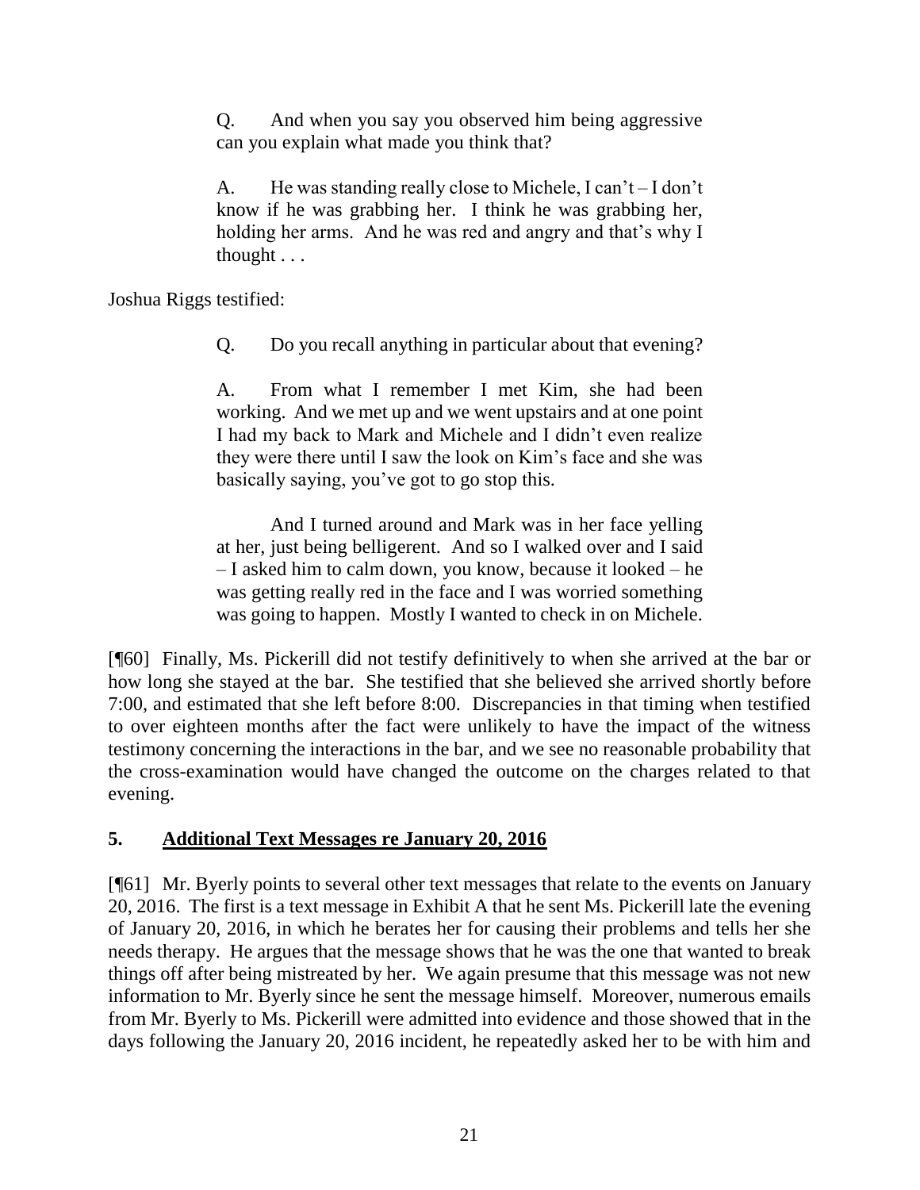> Q. And when you say you observed him being aggressive can you explain what made you think that?
>
> A. He was standing really close to Michele, I can't – I don't know if he was grabbing her. I think he was grabbing her, holding her arms. And he was red and angry and that's why I thought . . .

Joshua Riggs testified:

> Q. Do you recall anything in particular about that evening?
>
> A. From what I remember I met Kim, she had been working. And we met up and we went upstairs and at one point I had my back to Mark and Michele and I didn't even realize they were there until I saw the look on Kim's face and she was basically saying, you've got to go stop this.
>
> And I turned around and Mark was in her face yelling at her, just being belligerent. And so I walked over and I said – I asked him to calm down, you know, because it looked – he was getting really red in the face and I was worried something was going to happen. Mostly I wanted to check in on Michele.

[¶60] Finally, Ms. Pickerill did not testify definitively to when she arrived at the bar or how long she stayed at the bar. She testified that she believed she arrived shortly before 7:00, and estimated that she left before 8:00. Discrepancies in that timing when testified to over eighteen months after the fact were unlikely to have the impact of the witness testimony concerning the interactions in the bar, and we see no reasonable probability that the cross-examination would have changed the outcome on the charges related to that evening.

## 5. Additional Text Messages re January 20, 2016

[¶61] Mr. Byerly points to several other text messages that relate to the events on January 20, 2016. The first is a text message in Exhibit A that he sent Ms. Pickerill late the evening of January 20, 2016, in which he berates her for causing their problems and tells her she needs therapy. He argues that the message shows that he was the one that wanted to break things off after being mistreated by her. We again presume that this message was not new information to Mr. Byerly since he sent the message himself. Moreover, numerous emails from Mr. Byerly to Ms. Pickerill were admitted into evidence and those showed that in the days following the January 20, 2016 incident, he repeatedly asked her to be with him and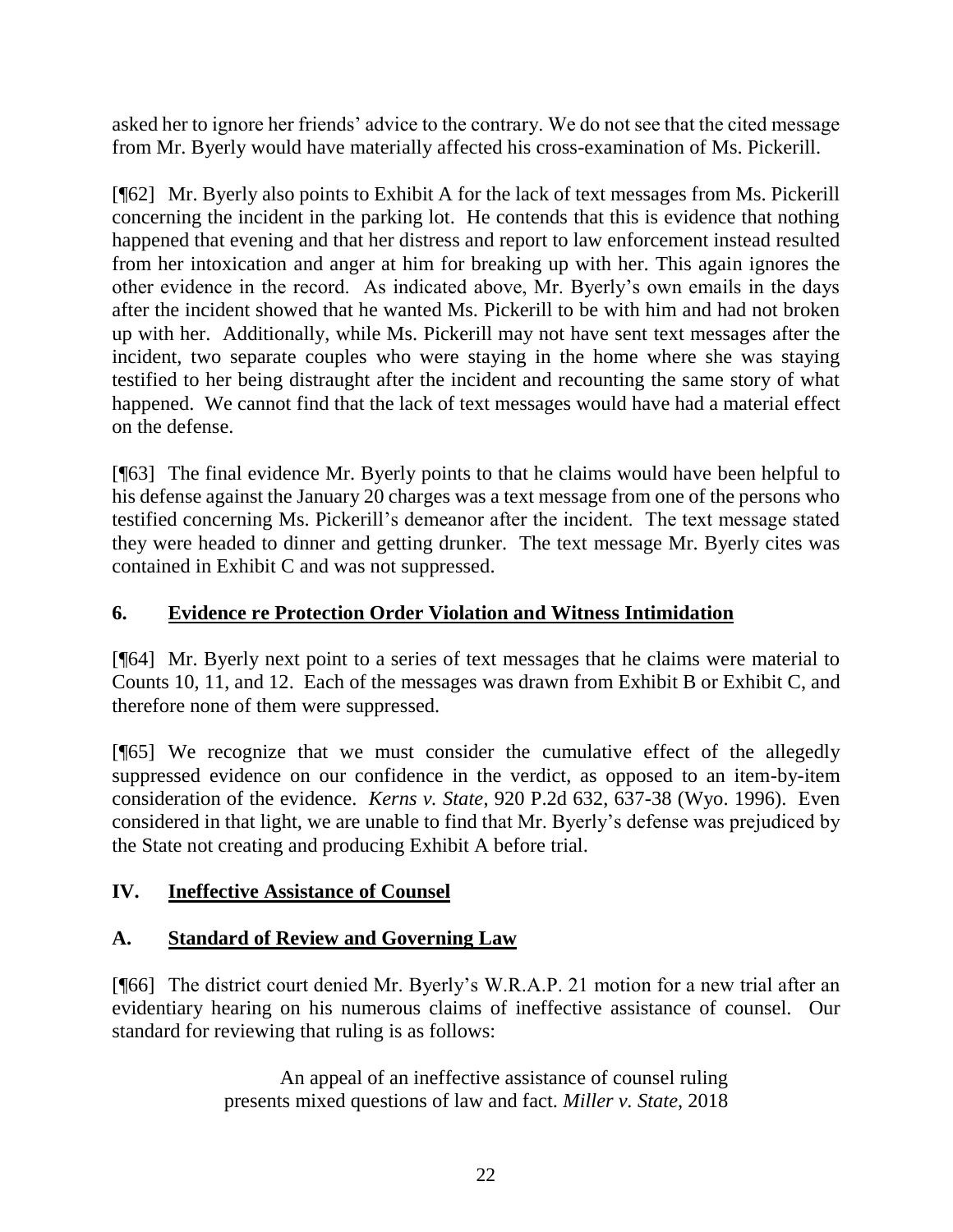asked her to ignore her friends' advice to the contrary. We do not see that the cited message from Mr. Byerly would have materially affected his cross-examination of Ms. Pickerill.

[¶62] Mr. Byerly also points to Exhibit A for the lack of text messages from Ms. Pickerill concerning the incident in the parking lot. He contends that this is evidence that nothing happened that evening and that her distress and report to law enforcement instead resulted from her intoxication and anger at him for breaking up with her. This again ignores the other evidence in the record. As indicated above, Mr. Byerly's own emails in the days after the incident showed that he wanted Ms. Pickerill to be with him and had not broken up with her. Additionally, while Ms. Pickerill may not have sent text messages after the incident, two separate couples who were staying in the home where she was staying testified to her being distraught after the incident and recounting the same story of what happened. We cannot find that the lack of text messages would have had a material effect on the defense.

[¶63] The final evidence Mr. Byerly points to that he claims would have been helpful to his defense against the January 20 charges was a text message from one of the persons who testified concerning Ms. Pickerill's demeanor after the incident. The text message stated they were headed to dinner and getting drunker. The text message Mr. Byerly cites was contained in Exhibit C and was not suppressed.

## 6. <u>Evidence re Protection Order Violation and Witness Intimidation</u>

[¶64] Mr. Byerly next point to a series of text messages that he claims were material to Counts 10, 11, and 12. Each of the messages was drawn from Exhibit B or Exhibit C, and therefore none of them were suppressed.

[¶65] We recognize that we must consider the cumulative effect of the allegedly suppressed evidence on our confidence in the verdict, as opposed to an item-by-item consideration of the evidence. *Kerns v. State*, 920 P.2d 632, 637-38 (Wyo. 1996). Even considered in that light, we are unable to find that Mr. Byerly's defense was prejudiced by the State not creating and producing Exhibit A before trial.

# IV. <u>Ineffective Assistance of Counsel</u>

## A. <u>Standard of Review and Governing Law</u>

[¶66] The district court denied Mr. Byerly's W.R.A.P. 21 motion for a new trial after an evidentiary hearing on his numerous claims of ineffective assistance of counsel. Our standard for reviewing that ruling is as follows:

> An appeal of an ineffective assistance of counsel ruling presents mixed questions of law and fact. *Miller v. State*, 2018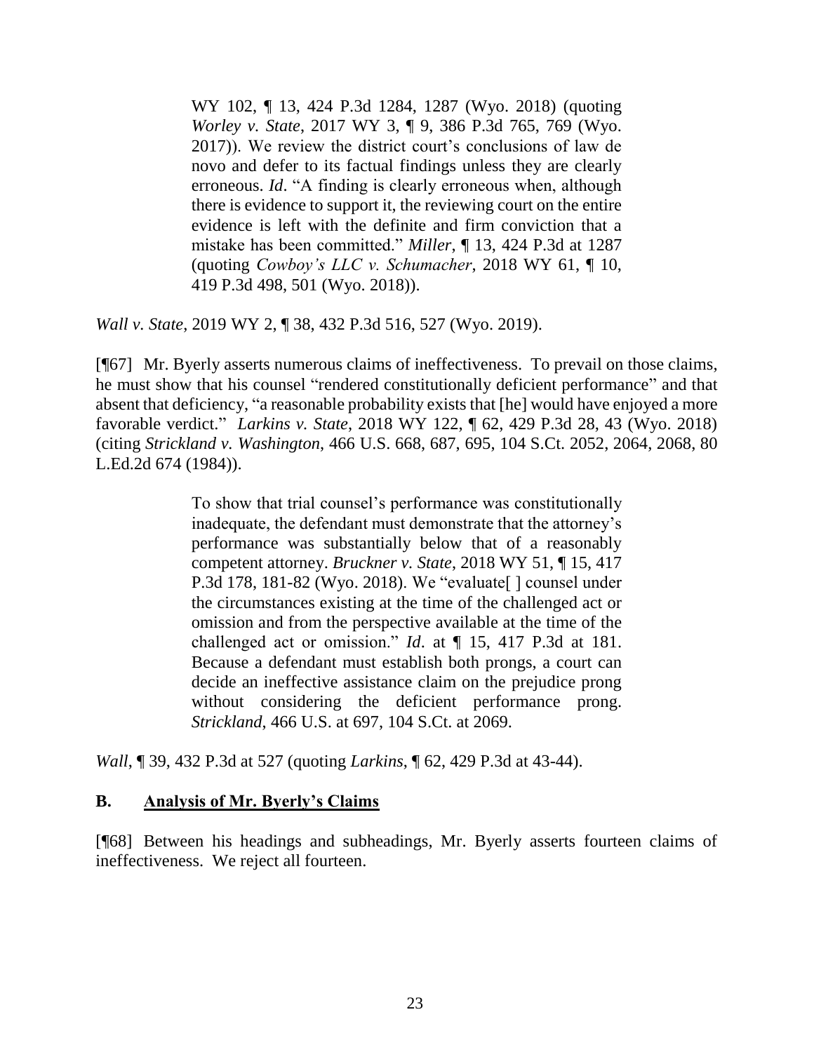> WY 102, ¶ 13, 424 P.3d 1284, 1287 (Wyo. 2018) (quoting *Worley v. State*, 2017 WY 3, ¶ 9, 386 P.3d 765, 769 (Wyo. 2017)). We review the district court's conclusions of law de novo and defer to its factual findings unless they are clearly erroneous. *Id*. "A finding is clearly erroneous when, although there is evidence to support it, the reviewing court on the entire evidence is left with the definite and firm conviction that a mistake has been committed." *Miller*, ¶ 13, 424 P.3d at 1287 (quoting *Cowboy's LLC v. Schumacher*, 2018 WY 61, ¶ 10, 419 P.3d 498, 501 (Wyo. 2018)).

*Wall v. State*, 2019 WY 2, ¶ 38, 432 P.3d 516, 527 (Wyo. 2019).

[¶67] Mr. Byerly asserts numerous claims of ineffectiveness. To prevail on those claims, he must show that his counsel "rendered constitutionally deficient performance" and that absent that deficiency, "a reasonable probability exists that [he] would have enjoyed a more favorable verdict." *Larkins v. State*, 2018 WY 122, ¶ 62, 429 P.3d 28, 43 (Wyo. 2018) (citing *Strickland v. Washington*, 466 U.S. 668, 687, 695, 104 S.Ct. 2052, 2064, 2068, 80 L.Ed.2d 674 (1984)).

> To show that trial counsel's performance was constitutionally inadequate, the defendant must demonstrate that the attorney's performance was substantially below that of a reasonably competent attorney. *Bruckner v. State*, 2018 WY 51, ¶ 15, 417 P.3d 178, 181-82 (Wyo. 2018). We "evaluate[ ] counsel under the circumstances existing at the time of the challenged act or omission and from the perspective available at the time of the challenged act or omission." *Id*. at ¶ 15, 417 P.3d at 181. Because a defendant must establish both prongs, a court can decide an ineffective assistance claim on the prejudice prong without considering the deficient performance prong. *Strickland*, 466 U.S. at 697, 104 S.Ct. at 2069.

*Wall*, ¶ 39, 432 P.3d at 527 (quoting *Larkins*, ¶ 62, 429 P.3d at 43-44).

## B. Analysis of Mr. Byerly's Claims

[¶68] Between his headings and subheadings, Mr. Byerly asserts fourteen claims of ineffectiveness. We reject all fourteen.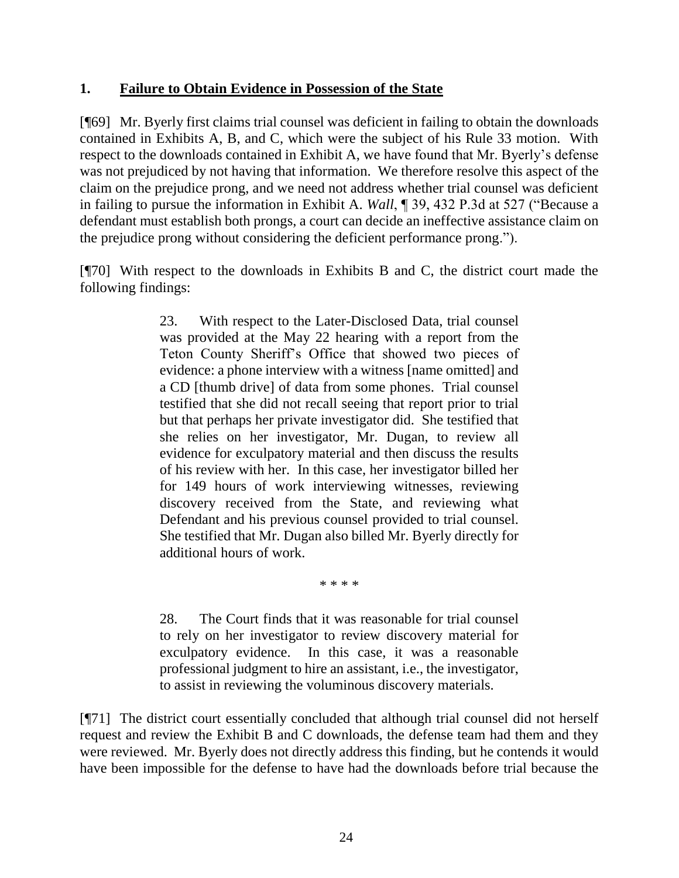### 1. **Failure to Obtain Evidence in Possession of the State**

[¶69] Mr. Byerly first claims trial counsel was deficient in failing to obtain the downloads contained in Exhibits A, B, and C, which were the subject of his Rule 33 motion. With respect to the downloads contained in Exhibit A, we have found that Mr. Byerly's defense was not prejudiced by not having that information. We therefore resolve this aspect of the claim on the prejudice prong, and we need not address whether trial counsel was deficient in failing to pursue the information in Exhibit A. *Wall*, ¶ 39, 432 P.3d at 527 ("Because a defendant must establish both prongs, a court can decide an ineffective assistance claim on the prejudice prong without considering the deficient performance prong.").

[¶70] With respect to the downloads in Exhibits B and C, the district court made the following findings:

> 23. With respect to the Later-Disclosed Data, trial counsel was provided at the May 22 hearing with a report from the Teton County Sheriff's Office that showed two pieces of evidence: a phone interview with a witness [name omitted] and a CD [thumb drive] of data from some phones. Trial counsel testified that she did not recall seeing that report prior to trial but that perhaps her private investigator did. She testified that she relies on her investigator, Mr. Dugan, to review all evidence for exculpatory material and then discuss the results of his review with her. In this case, her investigator billed her for 149 hours of work interviewing witnesses, reviewing discovery received from the State, and reviewing what Defendant and his previous counsel provided to trial counsel. She testified that Mr. Dugan also billed Mr. Byerly directly for additional hours of work.
>
> \* \* \* \*
>
> 28. The Court finds that it was reasonable for trial counsel to rely on her investigator to review discovery material for exculpatory evidence. In this case, it was a reasonable professional judgment to hire an assistant, i.e., the investigator, to assist in reviewing the voluminous discovery materials.

[¶71] The district court essentially concluded that although trial counsel did not herself request and review the Exhibit B and C downloads, the defense team had them and they were reviewed. Mr. Byerly does not directly address this finding, but he contends it would have been impossible for the defense to have had the downloads before trial because the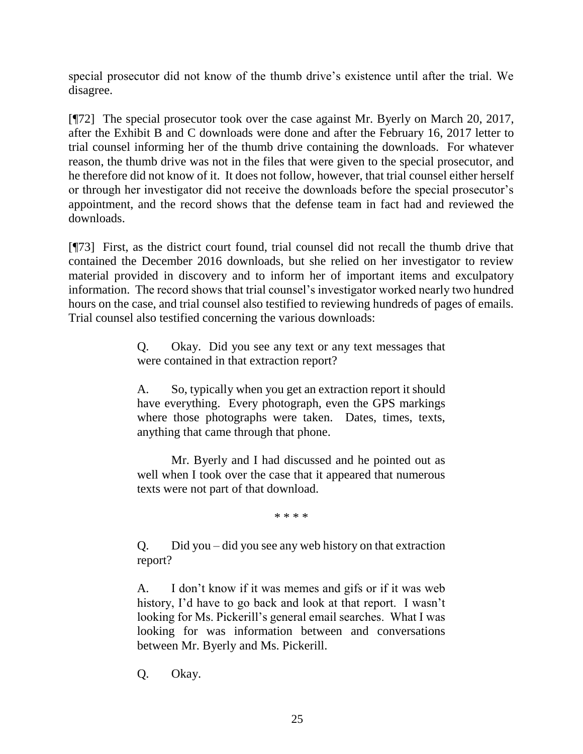special prosecutor did not know of the thumb drive's existence until after the trial. We disagree.

[¶72] The special prosecutor took over the case against Mr. Byerly on March 20, 2017, after the Exhibit B and C downloads were done and after the February 16, 2017 letter to trial counsel informing her of the thumb drive containing the downloads. For whatever reason, the thumb drive was not in the files that were given to the special prosecutor, and he therefore did not know of it. It does not follow, however, that trial counsel either herself or through her investigator did not receive the downloads before the special prosecutor's appointment, and the record shows that the defense team in fact had and reviewed the downloads.

[¶73] First, as the district court found, trial counsel did not recall the thumb drive that contained the December 2016 downloads, but she relied on her investigator to review material provided in discovery and to inform her of important items and exculpatory information. The record shows that trial counsel's investigator worked nearly two hundred hours on the case, and trial counsel also testified to reviewing hundreds of pages of emails. Trial counsel also testified concerning the various downloads:

> Q. Okay. Did you see any text or any text messages that were contained in that extraction report?
>
> A. So, typically when you get an extraction report it should have everything. Every photograph, even the GPS markings where those photographs were taken. Dates, times, texts, anything that came through that phone.
>
> Mr. Byerly and I had discussed and he pointed out as well when I took over the case that it appeared that numerous texts were not part of that download.
>
> \* \* \* \*
>
> Q. Did you – did you see any web history on that extraction report?
>
> A. I don't know if it was memes and gifs or if it was web history, I'd have to go back and look at that report. I wasn't looking for Ms. Pickerill's general email searches. What I was looking for was information between and conversations between Mr. Byerly and Ms. Pickerill.
>
> Q. Okay.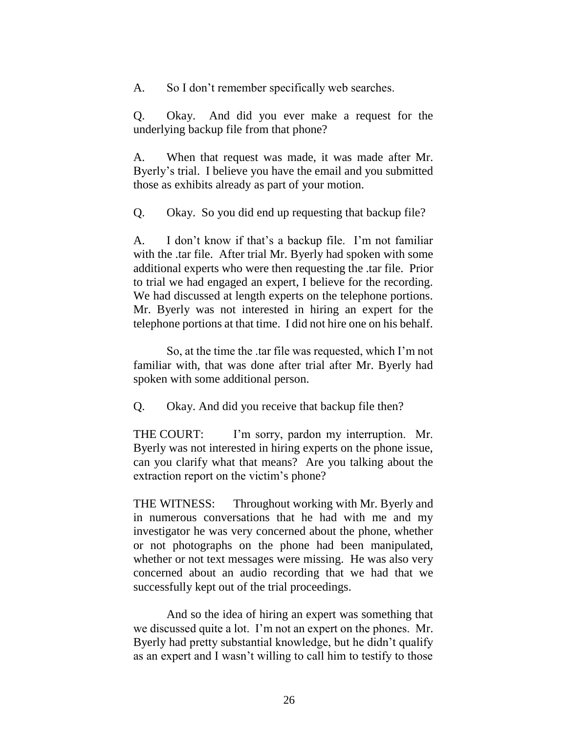A. So I don't remember specifically web searches.

Q. Okay. And did you ever make a request for the underlying backup file from that phone?

A. When that request was made, it was made after Mr. Byerly's trial. I believe you have the email and you submitted those as exhibits already as part of your motion.

Q. Okay. So you did end up requesting that backup file?

A. I don't know if that's a backup file. I'm not familiar with the .tar file. After trial Mr. Byerly had spoken with some additional experts who were then requesting the .tar file. Prior to trial we had engaged an expert, I believe for the recording. We had discussed at length experts on the telephone portions. Mr. Byerly was not interested in hiring an expert for the telephone portions at that time. I did not hire one on his behalf.

So, at the time the .tar file was requested, which I'm not familiar with, that was done after trial after Mr. Byerly had spoken with some additional person.

Q. Okay. And did you receive that backup file then?

THE COURT: I'm sorry, pardon my interruption. Mr. Byerly was not interested in hiring experts on the phone issue, can you clarify what that means? Are you talking about the extraction report on the victim's phone?

THE WITNESS: Throughout working with Mr. Byerly and in numerous conversations that he had with me and my investigator he was very concerned about the phone, whether or not photographs on the phone had been manipulated, whether or not text messages were missing. He was also very concerned about an audio recording that we had that we successfully kept out of the trial proceedings.

And so the idea of hiring an expert was something that we discussed quite a lot. I'm not an expert on the phones. Mr. Byerly had pretty substantial knowledge, but he didn't qualify as an expert and I wasn't willing to call him to testify to those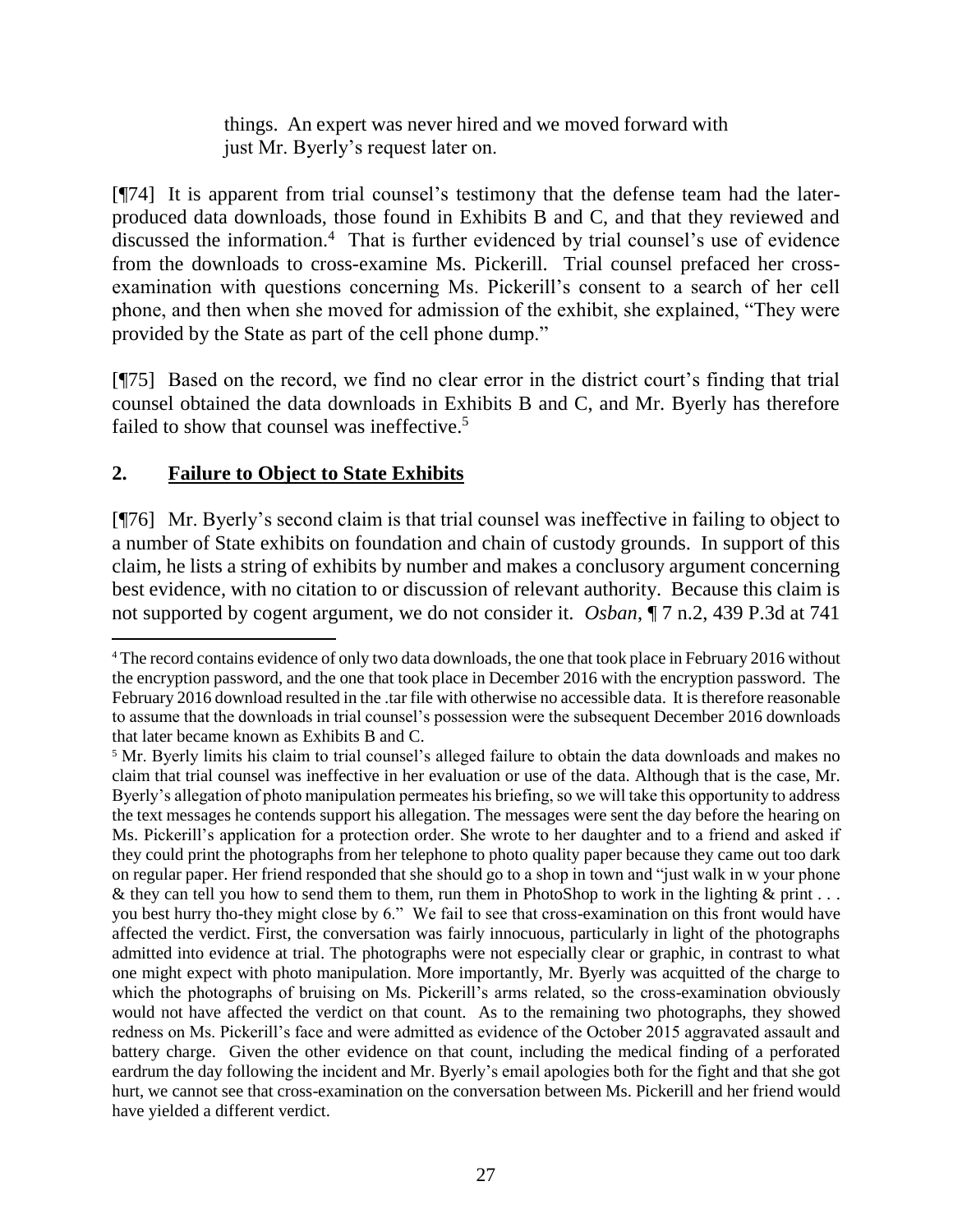> things. An expert was never hired and we moved forward with just Mr. Byerly's request later on.

[¶74] It is apparent from trial counsel's testimony that the defense team had the later-produced data downloads, those found in Exhibits B and C, and that they reviewed and discussed the information.[4] That is further evidenced by trial counsel's use of evidence from the downloads to cross-examine Ms. Pickerill. Trial counsel prefaced her cross-examination with questions concerning Ms. Pickerill's consent to a search of her cell phone, and then when she moved for admission of the exhibit, she explained, "They were provided by the State as part of the cell phone dump."

[¶75] Based on the record, we find no clear error in the district court's finding that trial counsel obtained the data downloads in Exhibits B and C, and Mr. Byerly has therefore failed to show that counsel was ineffective.[5]

## 2. Failure to Object to State Exhibits

[¶76] Mr. Byerly's second claim is that trial counsel was ineffective in failing to object to a number of State exhibits on foundation and chain of custody grounds. In support of this claim, he lists a string of exhibits by number and makes a conclusory argument concerning best evidence, with no citation to or discussion of relevant authority. Because this claim is not supported by cogent argument, we do not consider it. *Osban*, ¶ 7 n.2, 439 P.3d at 741

---

[4] The record contains evidence of only two data downloads, the one that took place in February 2016 without the encryption password, and the one that took place in December 2016 with the encryption password. The February 2016 download resulted in the .tar file with otherwise no accessible data. It is therefore reasonable to assume that the downloads in trial counsel's possession were the subsequent December 2016 downloads that later became known as Exhibits B and C.

[5] Mr. Byerly limits his claim to trial counsel's alleged failure to obtain the data downloads and makes no claim that trial counsel was ineffective in her evaluation or use of the data. Although that is the case, Mr. Byerly's allegation of photo manipulation permeates his briefing, so we will take this opportunity to address the text messages he contends support his allegation. The messages were sent the day before the hearing on Ms. Pickerill's application for a protection order. She wrote to her daughter and to a friend and asked if they could print the photographs from her telephone to photo quality paper because they came out too dark on regular paper. Her friend responded that she should go to a shop in town and "just walk in w your phone & they can tell you how to send them to them, run them in PhotoShop to work in the lighting & print . . . you best hurry tho-they might close by 6." We fail to see that cross-examination on this front would have affected the verdict. First, the conversation was fairly innocuous, particularly in light of the photographs admitted into evidence at trial. The photographs were not especially clear or graphic, in contrast to what one might expect with photo manipulation. More importantly, Mr. Byerly was acquitted of the charge to which the photographs of bruising on Ms. Pickerill's arms related, so the cross-examination obviously would not have affected the verdict on that count. As to the remaining two photographs, they showed redness on Ms. Pickerill's face and were admitted as evidence of the October 2015 aggravated assault and battery charge. Given the other evidence on that count, including the medical finding of a perforated eardrum the day following the incident and Mr. Byerly's email apologies both for the fight and that she got hurt, we cannot see that cross-examination on the conversation between Ms. Pickerill and her friend would have yielded a different verdict.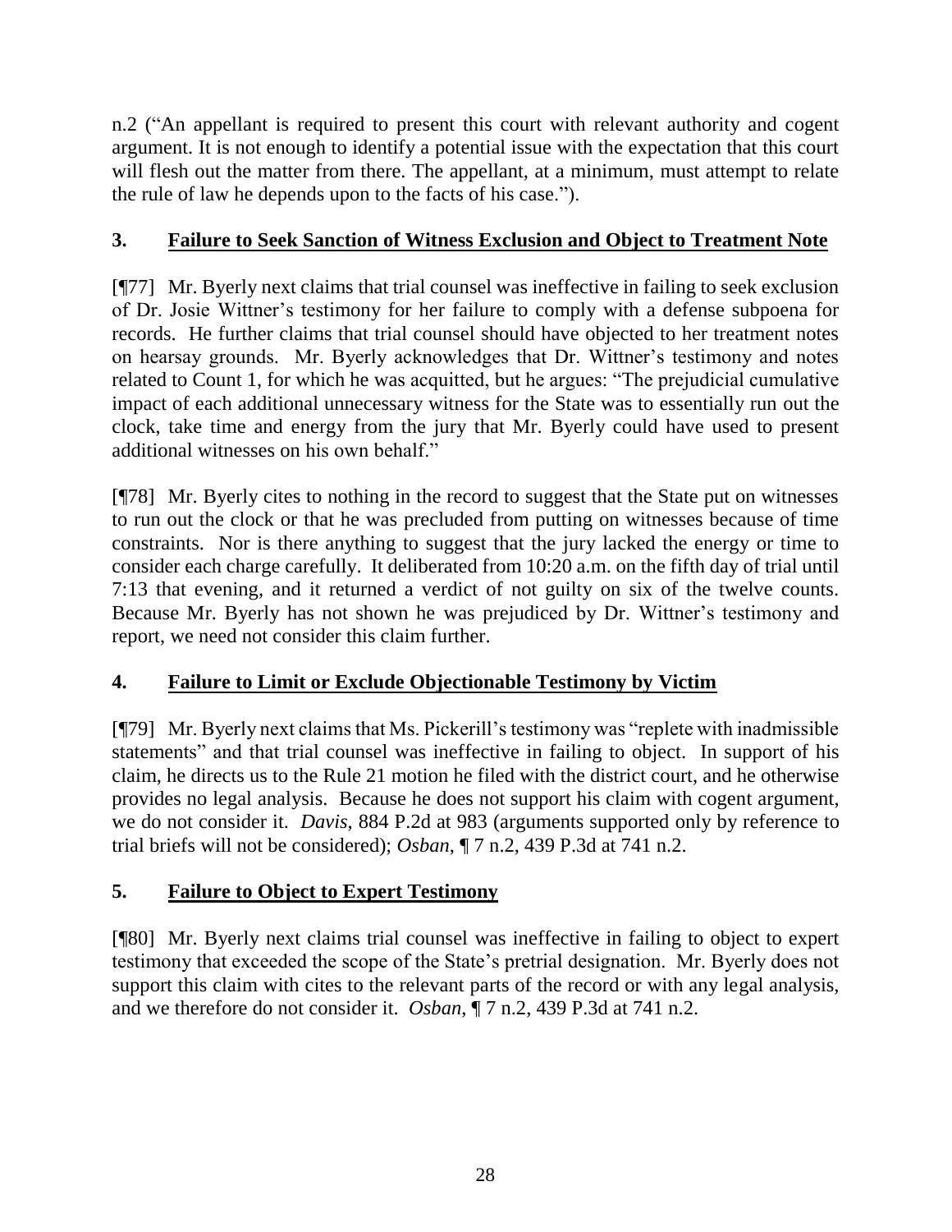n.2 ("An appellant is required to present this court with relevant authority and cogent argument. It is not enough to identify a potential issue with the expectation that this court will flesh out the matter from there. The appellant, at a minimum, must attempt to relate the rule of law he depends upon to the facts of his case.").

### 3. **Failure to Seek Sanction of Witness Exclusion and Object to Treatment Note**

[¶77] Mr. Byerly next claims that trial counsel was ineffective in failing to seek exclusion of Dr. Josie Wittner's testimony for her failure to comply with a defense subpoena for records. He further claims that trial counsel should have objected to her treatment notes on hearsay grounds. Mr. Byerly acknowledges that Dr. Wittner's testimony and notes related to Count 1, for which he was acquitted, but he argues: "The prejudicial cumulative impact of each additional unnecessary witness for the State was to essentially run out the clock, take time and energy from the jury that Mr. Byerly could have used to present additional witnesses on his own behalf."

[¶78] Mr. Byerly cites to nothing in the record to suggest that the State put on witnesses to run out the clock or that he was precluded from putting on witnesses because of time constraints. Nor is there anything to suggest that the jury lacked the energy or time to consider each charge carefully. It deliberated from 10:20 a.m. on the fifth day of trial until 7:13 that evening, and it returned a verdict of not guilty on six of the twelve counts. Because Mr. Byerly has not shown he was prejudiced by Dr. Wittner's testimony and report, we need not consider this claim further.

### 4. **Failure to Limit or Exclude Objectionable Testimony by Victim**

[¶79] Mr. Byerly next claims that Ms. Pickerill's testimony was "replete with inadmissible statements" and that trial counsel was ineffective in failing to object. In support of his claim, he directs us to the Rule 21 motion he filed with the district court, and he otherwise provides no legal analysis. Because he does not support his claim with cogent argument, we do not consider it. *Davis*, 884 P.2d at 983 (arguments supported only by reference to trial briefs will not be considered); *Osban*, ¶ 7 n.2, 439 P.3d at 741 n.2.

### 5. **Failure to Object to Expert Testimony**

[¶80] Mr. Byerly next claims trial counsel was ineffective in failing to object to expert testimony that exceeded the scope of the State's pretrial designation. Mr. Byerly does not support this claim with cites to the relevant parts of the record or with any legal analysis, and we therefore do not consider it. *Osban*, ¶ 7 n.2, 439 P.3d at 741 n.2.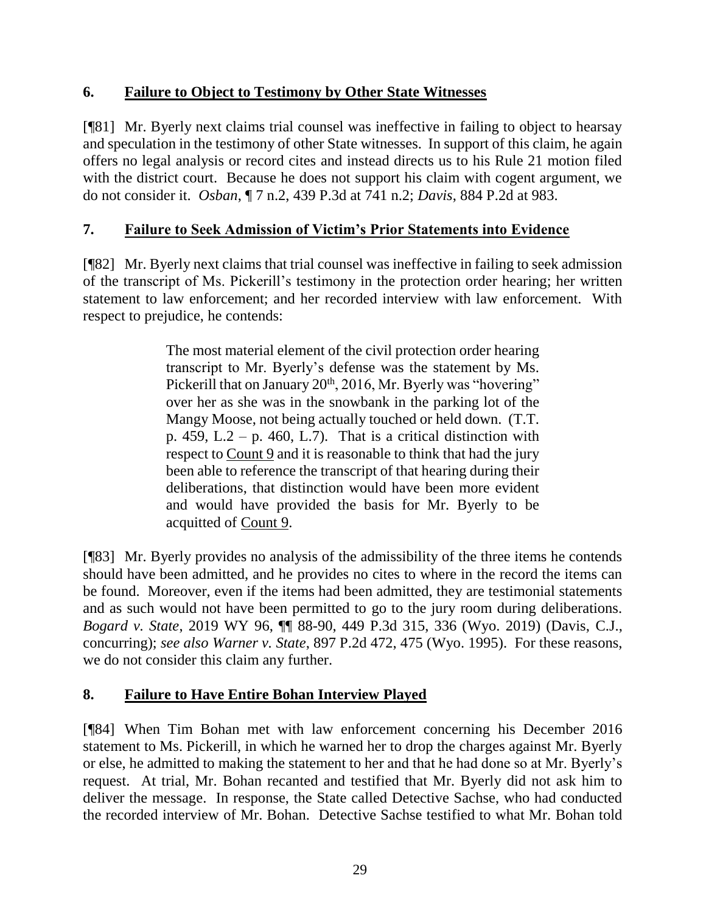### 6. **Failure to Object to Testimony by Other State Witnesses**

[¶81] Mr. Byerly next claims trial counsel was ineffective in failing to object to hearsay and speculation in the testimony of other State witnesses. In support of this claim, he again offers no legal analysis or record cites and instead directs us to his Rule 21 motion filed with the district court. Because he does not support his claim with cogent argument, we do not consider it. *Osban*, ¶ 7 n.2, 439 P.3d at 741 n.2; *Davis*, 884 P.2d at 983.

### 7. **Failure to Seek Admission of Victim's Prior Statements into Evidence**

[¶82] Mr. Byerly next claims that trial counsel was ineffective in failing to seek admission of the transcript of Ms. Pickerill's testimony in the protection order hearing; her written statement to law enforcement; and her recorded interview with law enforcement. With respect to prejudice, he contends:

> The most material element of the civil protection order hearing transcript to Mr. Byerly's defense was the statement by Ms. Pickerill that on January 20th, 2016, Mr. Byerly was "hovering" over her as she was in the snowbank in the parking lot of the Mangy Moose, not being actually touched or held down. (T.T. p. 459, L.2 – p. 460, L.7). That is a critical distinction with respect to Count 9 and it is reasonable to think that had the jury been able to reference the transcript of that hearing during their deliberations, that distinction would have been more evident and would have provided the basis for Mr. Byerly to be acquitted of Count 9.

[¶83] Mr. Byerly provides no analysis of the admissibility of the three items he contends should have been admitted, and he provides no cites to where in the record the items can be found. Moreover, even if the items had been admitted, they are testimonial statements and as such would not have been permitted to go to the jury room during deliberations. *Bogard v. State*, 2019 WY 96, ¶¶ 88-90, 449 P.3d 315, 336 (Wyo. 2019) (Davis, C.J., concurring); *see also Warner v. State*, 897 P.2d 472, 475 (Wyo. 1995). For these reasons, we do not consider this claim any further.

### 8. **Failure to Have Entire Bohan Interview Played**

[¶84] When Tim Bohan met with law enforcement concerning his December 2016 statement to Ms. Pickerill, in which he warned her to drop the charges against Mr. Byerly or else, he admitted to making the statement to her and that he had done so at Mr. Byerly's request. At trial, Mr. Bohan recanted and testified that Mr. Byerly did not ask him to deliver the message. In response, the State called Detective Sachse, who had conducted the recorded interview of Mr. Bohan. Detective Sachse testified to what Mr. Bohan told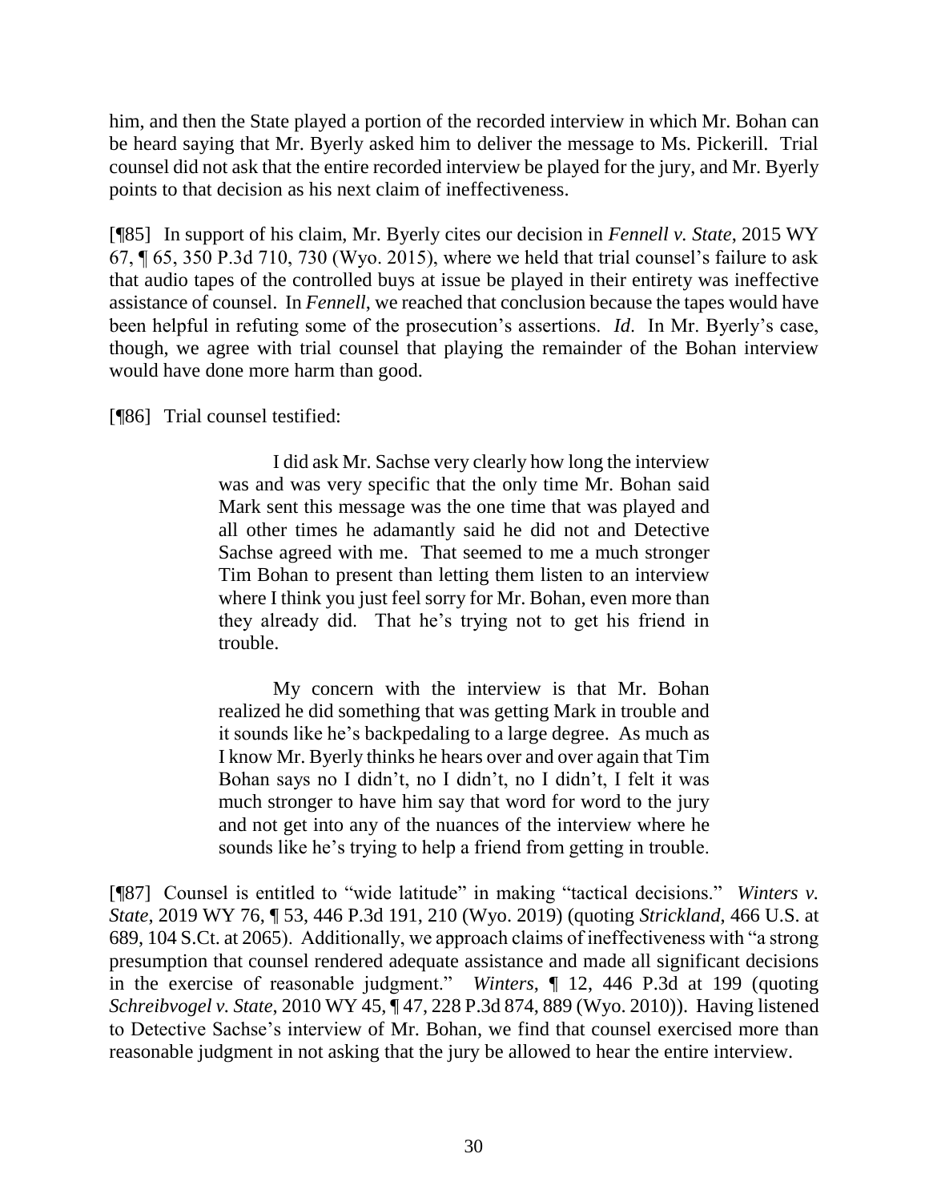him, and then the State played a portion of the recorded interview in which Mr. Bohan can be heard saying that Mr. Byerly asked him to deliver the message to Ms. Pickerill. Trial counsel did not ask that the entire recorded interview be played for the jury, and Mr. Byerly points to that decision as his next claim of ineffectiveness.

[¶85] In support of his claim, Mr. Byerly cites our decision in *Fennell v. State*, 2015 WY 67, ¶ 65, 350 P.3d 710, 730 (Wyo. 2015), where we held that trial counsel's failure to ask that audio tapes of the controlled buys at issue be played in their entirety was ineffective assistance of counsel. In *Fennell*, we reached that conclusion because the tapes would have been helpful in refuting some of the prosecution's assertions. *Id*. In Mr. Byerly's case, though, we agree with trial counsel that playing the remainder of the Bohan interview would have done more harm than good.

[¶86] Trial counsel testified:

> I did ask Mr. Sachse very clearly how long the interview was and was very specific that the only time Mr. Bohan said Mark sent this message was the one time that was played and all other times he adamantly said he did not and Detective Sachse agreed with me. That seemed to me a much stronger Tim Bohan to present than letting them listen to an interview where I think you just feel sorry for Mr. Bohan, even more than they already did. That he's trying not to get his friend in trouble.
>
> My concern with the interview is that Mr. Bohan realized he did something that was getting Mark in trouble and it sounds like he's backpedaling to a large degree. As much as I know Mr. Byerly thinks he hears over and over again that Tim Bohan says no I didn't, no I didn't, no I didn't, I felt it was much stronger to have him say that word for word to the jury and not get into any of the nuances of the interview where he sounds like he's trying to help a friend from getting in trouble.

[¶87] Counsel is entitled to "wide latitude" in making "tactical decisions." *Winters v. State*, 2019 WY 76, ¶ 53, 446 P.3d 191, 210 (Wyo. 2019) (quoting *Strickland*, 466 U.S. at 689, 104 S.Ct. at 2065). Additionally, we approach claims of ineffectiveness with "a strong presumption that counsel rendered adequate assistance and made all significant decisions in the exercise of reasonable judgment." *Winters*, ¶ 12, 446 P.3d at 199 (quoting *Schreibvogel v. State*, 2010 WY 45, ¶ 47, 228 P.3d 874, 889 (Wyo. 2010)). Having listened to Detective Sachse's interview of Mr. Bohan, we find that counsel exercised more than reasonable judgment in not asking that the jury be allowed to hear the entire interview.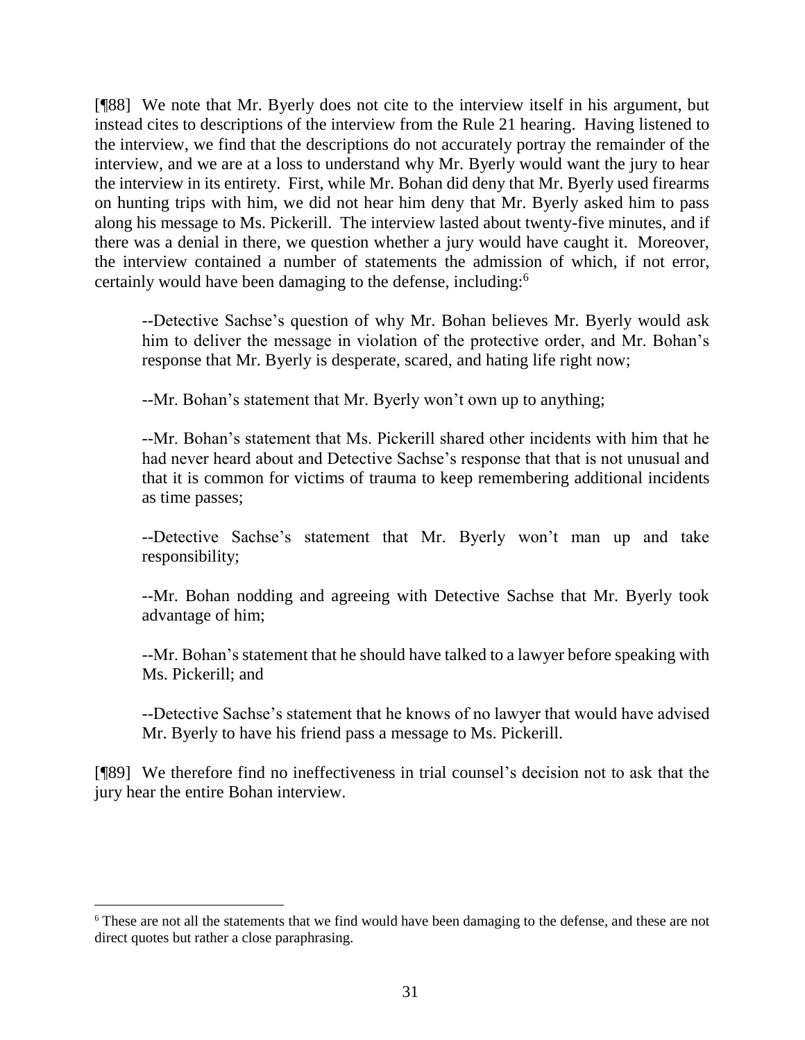[¶88] We note that Mr. Byerly does not cite to the interview itself in his argument, but instead cites to descriptions of the interview from the Rule 21 hearing. Having listened to the interview, we find that the descriptions do not accurately portray the remainder of the interview, and we are at a loss to understand why Mr. Byerly would want the jury to hear the interview in its entirety. First, while Mr. Bohan did deny that Mr. Byerly used firearms on hunting trips with him, we did not hear him deny that Mr. Byerly asked him to pass along his message to Ms. Pickerill. The interview lasted about twenty-five minutes, and if there was a denial in there, we question whether a jury would have caught it. Moreover, the interview contained a number of statements the admission of which, if not error, certainly would have been damaging to the defense, including:[6]

> --Detective Sachse's question of why Mr. Bohan believes Mr. Byerly would ask him to deliver the message in violation of the protective order, and Mr. Bohan's response that Mr. Byerly is desperate, scared, and hating life right now;
>
> --Mr. Bohan's statement that Mr. Byerly won't own up to anything;
>
> --Mr. Bohan's statement that Ms. Pickerill shared other incidents with him that he had never heard about and Detective Sachse's response that that is not unusual and that it is common for victims of trauma to keep remembering additional incidents as time passes;
>
> --Detective Sachse's statement that Mr. Byerly won't man up and take responsibility;
>
> --Mr. Bohan nodding and agreeing with Detective Sachse that Mr. Byerly took advantage of him;
>
> --Mr. Bohan's statement that he should have talked to a lawyer before speaking with Ms. Pickerill; and
>
> --Detective Sachse's statement that he knows of no lawyer that would have advised Mr. Byerly to have his friend pass a message to Ms. Pickerill.

[¶89] We therefore find no ineffectiveness in trial counsel's decision not to ask that the jury hear the entire Bohan interview.

---

[6] These are not all the statements that we find would have been damaging to the defense, and these are not direct quotes but rather a close paraphrasing.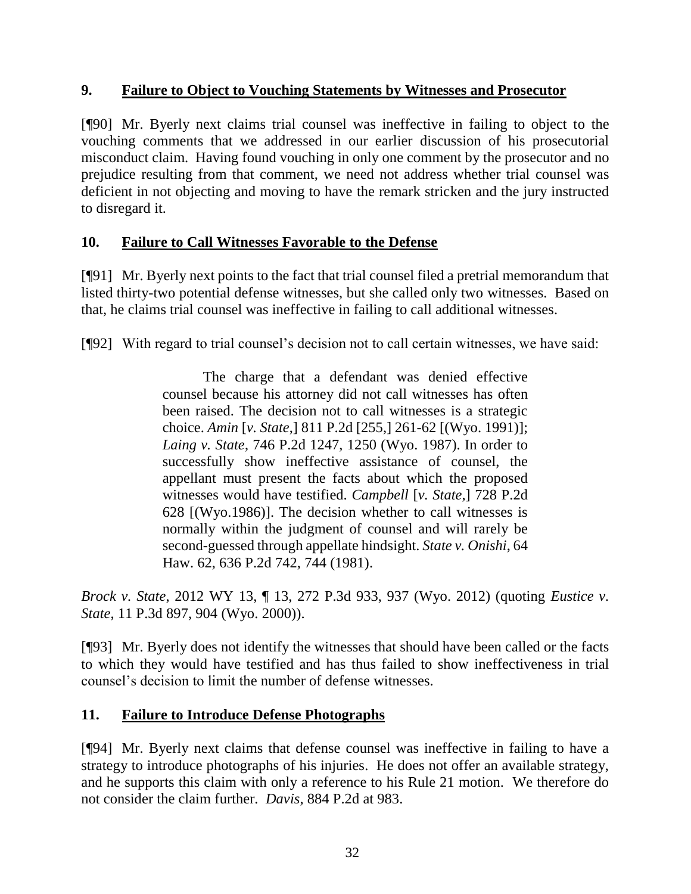### 9. **Failure to Object to Vouching Statements by Witnesses and Prosecutor**

[¶90] Mr. Byerly next claims trial counsel was ineffective in failing to object to the vouching comments that we addressed in our earlier discussion of his prosecutorial misconduct claim. Having found vouching in only one comment by the prosecutor and no prejudice resulting from that comment, we need not address whether trial counsel was deficient in not objecting and moving to have the remark stricken and the jury instructed to disregard it.

### 10. **Failure to Call Witnesses Favorable to the Defense**

[¶91] Mr. Byerly next points to the fact that trial counsel filed a pretrial memorandum that listed thirty-two potential defense witnesses, but she called only two witnesses. Based on that, he claims trial counsel was ineffective in failing to call additional witnesses.

[¶92] With regard to trial counsel's decision not to call certain witnesses, we have said:

> The charge that a defendant was denied effective counsel because his attorney did not call witnesses has often been raised. The decision not to call witnesses is a strategic choice. *Amin* [*v. State*,] 811 P.2d [255,] 261-62 [(Wyo. 1991)]; *Laing v. State*, 746 P.2d 1247, 1250 (Wyo. 1987). In order to successfully show ineffective assistance of counsel, the appellant must present the facts about which the proposed witnesses would have testified. *Campbell* [*v. State*,] 728 P.2d 628 [(Wyo.1986)]. The decision whether to call witnesses is normally within the judgment of counsel and will rarely be second-guessed through appellate hindsight. *State v. Onishi*, 64 Haw. 62, 636 P.2d 742, 744 (1981).

*Brock v. State*, 2012 WY 13, ¶ 13, 272 P.3d 933, 937 (Wyo. 2012) (quoting *Eustice v. State*, 11 P.3d 897, 904 (Wyo. 2000)).

[¶93] Mr. Byerly does not identify the witnesses that should have been called or the facts to which they would have testified and has thus failed to show ineffectiveness in trial counsel's decision to limit the number of defense witnesses.

### 11. **Failure to Introduce Defense Photographs**

[¶94] Mr. Byerly next claims that defense counsel was ineffective in failing to have a strategy to introduce photographs of his injuries. He does not offer an available strategy, and he supports this claim with only a reference to his Rule 21 motion. We therefore do not consider the claim further. *Davis*, 884 P.2d at 983.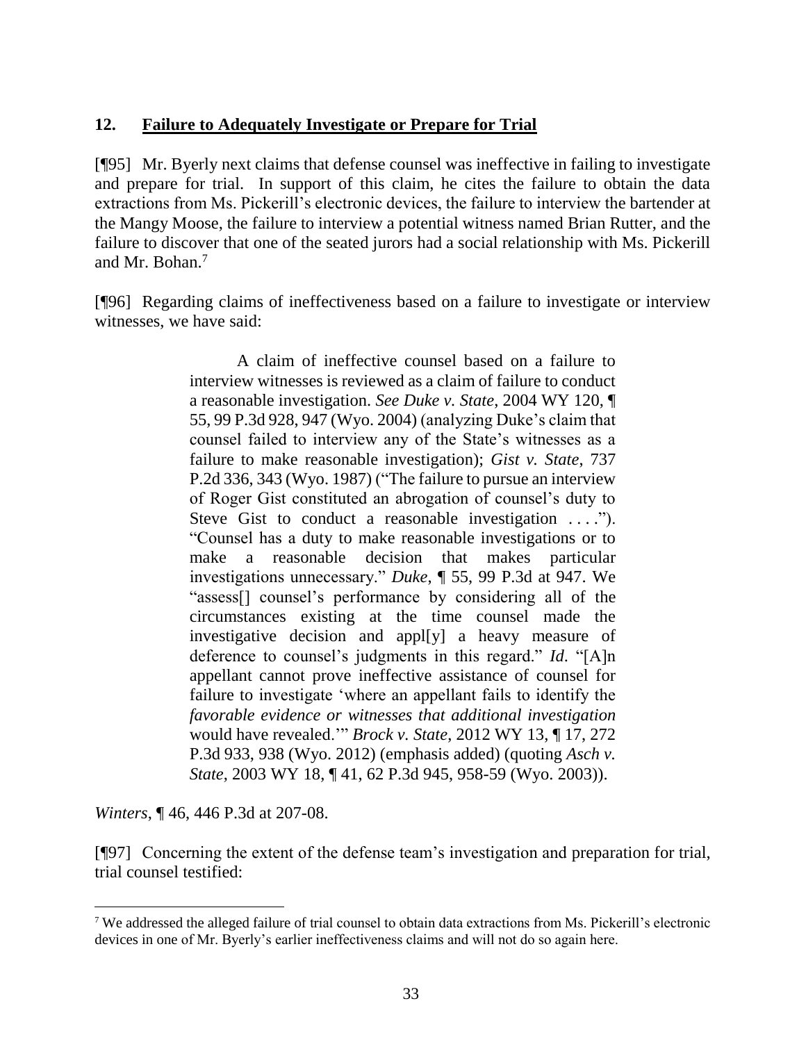### 12. **Failure to Adequately Investigate or Prepare for Trial**

[¶95] Mr. Byerly next claims that defense counsel was ineffective in failing to investigate and prepare for trial. In support of this claim, he cites the failure to obtain the data extractions from Ms. Pickerill's electronic devices, the failure to interview the bartender at the Mangy Moose, the failure to interview a potential witness named Brian Rutter, and the failure to discover that one of the seated jurors had a social relationship with Ms. Pickerill and Mr. Bohan.[7]

[¶96] Regarding claims of ineffectiveness based on a failure to investigate or interview witnesses, we have said:

> A claim of ineffective counsel based on a failure to interview witnesses is reviewed as a claim of failure to conduct a reasonable investigation. *See Duke v. State*, 2004 WY 120, ¶ 55, 99 P.3d 928, 947 (Wyo. 2004) (analyzing Duke's claim that counsel failed to interview any of the State's witnesses as a failure to make reasonable investigation); *Gist v. State*, 737 P.2d 336, 343 (Wyo. 1987) ("The failure to pursue an interview of Roger Gist constituted an abrogation of counsel's duty to Steve Gist to conduct a reasonable investigation . . . ."). "Counsel has a duty to make reasonable investigations or to make a reasonable decision that makes particular investigations unnecessary." *Duke*, ¶ 55, 99 P.3d at 947. We "assess[] counsel's performance by considering all of the circumstances existing at the time counsel made the investigative decision and appl[y] a heavy measure of deference to counsel's judgments in this regard." *Id.* "[A]n appellant cannot prove ineffective assistance of counsel for failure to investigate 'where an appellant fails to identify the *favorable evidence or witnesses that additional investigation* would have revealed.'" *Brock v. State*, 2012 WY 13, ¶ 17, 272 P.3d 933, 938 (Wyo. 2012) (emphasis added) (quoting *Asch v. State*, 2003 WY 18, ¶ 41, 62 P.3d 945, 958-59 (Wyo. 2003)).

*Winters*, ¶ 46, 446 P.3d at 207-08.

[¶97] Concerning the extent of the defense team's investigation and preparation for trial, trial counsel testified:

---

[7] We addressed the alleged failure of trial counsel to obtain data extractions from Ms. Pickerill's electronic devices in one of Mr. Byerly's earlier ineffectiveness claims and will not do so again here.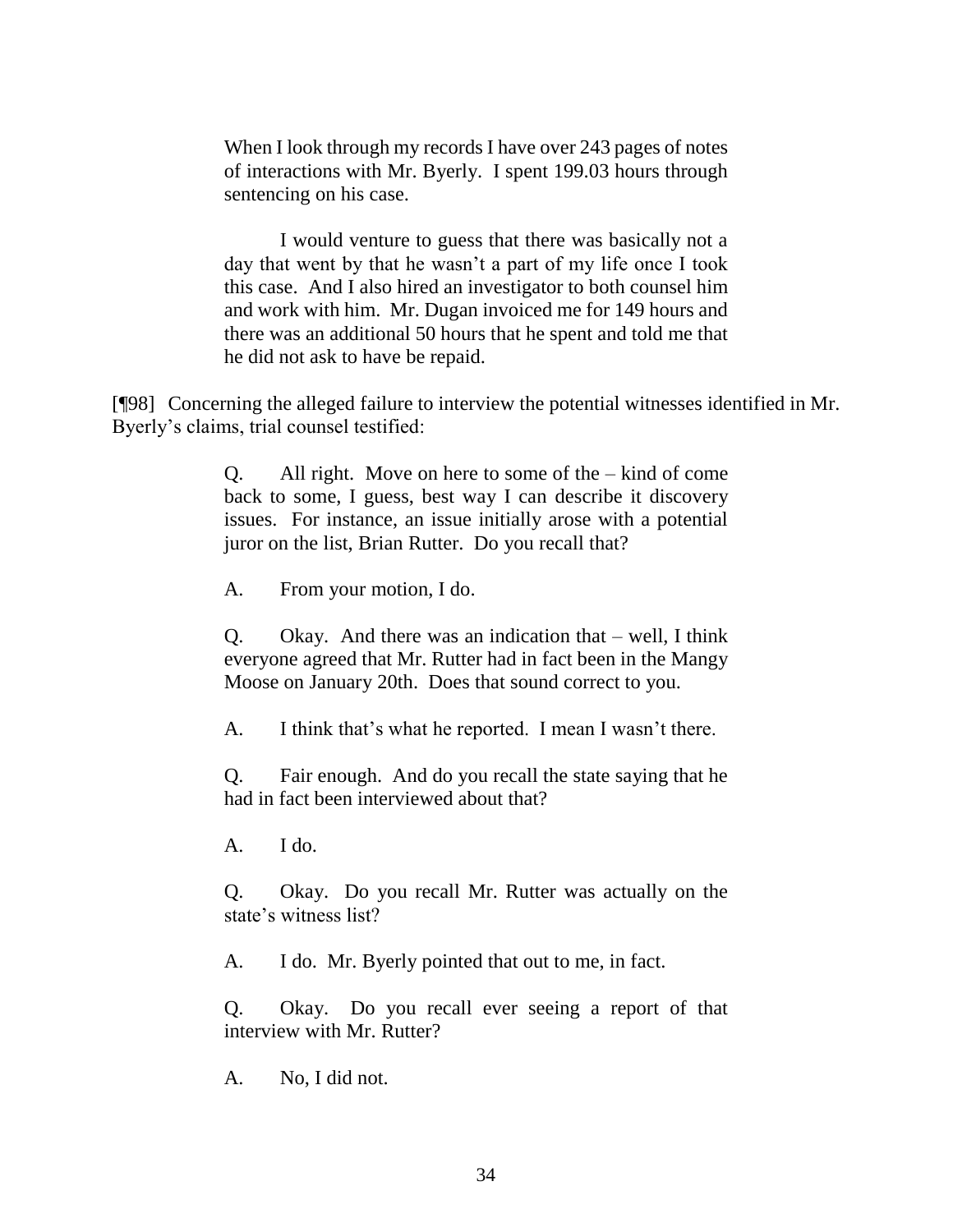> When I look through my records I have over 243 pages of notes of interactions with Mr. Byerly. I spent 199.03 hours through sentencing on his case.
>
> I would venture to guess that there was basically not a day that went by that he wasn't a part of my life once I took this case. And I also hired an investigator to both counsel him and work with him. Mr. Dugan invoiced me for 149 hours and there was an additional 50 hours that he spent and told me that he did not ask to have be repaid.

[¶98] Concerning the alleged failure to interview the potential witnesses identified in Mr. Byerly's claims, trial counsel testified:

> Q. All right. Move on here to some of the – kind of come back to some, I guess, best way I can describe it discovery issues. For instance, an issue initially arose with a potential juror on the list, Brian Rutter. Do you recall that?
>
> A. From your motion, I do.
>
> Q. Okay. And there was an indication that – well, I think everyone agreed that Mr. Rutter had in fact been in the Mangy Moose on January 20th. Does that sound correct to you.
>
> A. I think that's what he reported. I mean I wasn't there.
>
> Q. Fair enough. And do you recall the state saying that he had in fact been interviewed about that?
>
> A. I do.
>
> Q. Okay. Do you recall Mr. Rutter was actually on the state's witness list?
>
> A. I do. Mr. Byerly pointed that out to me, in fact.
>
> Q. Okay. Do you recall ever seeing a report of that interview with Mr. Rutter?
>
> A. No, I did not.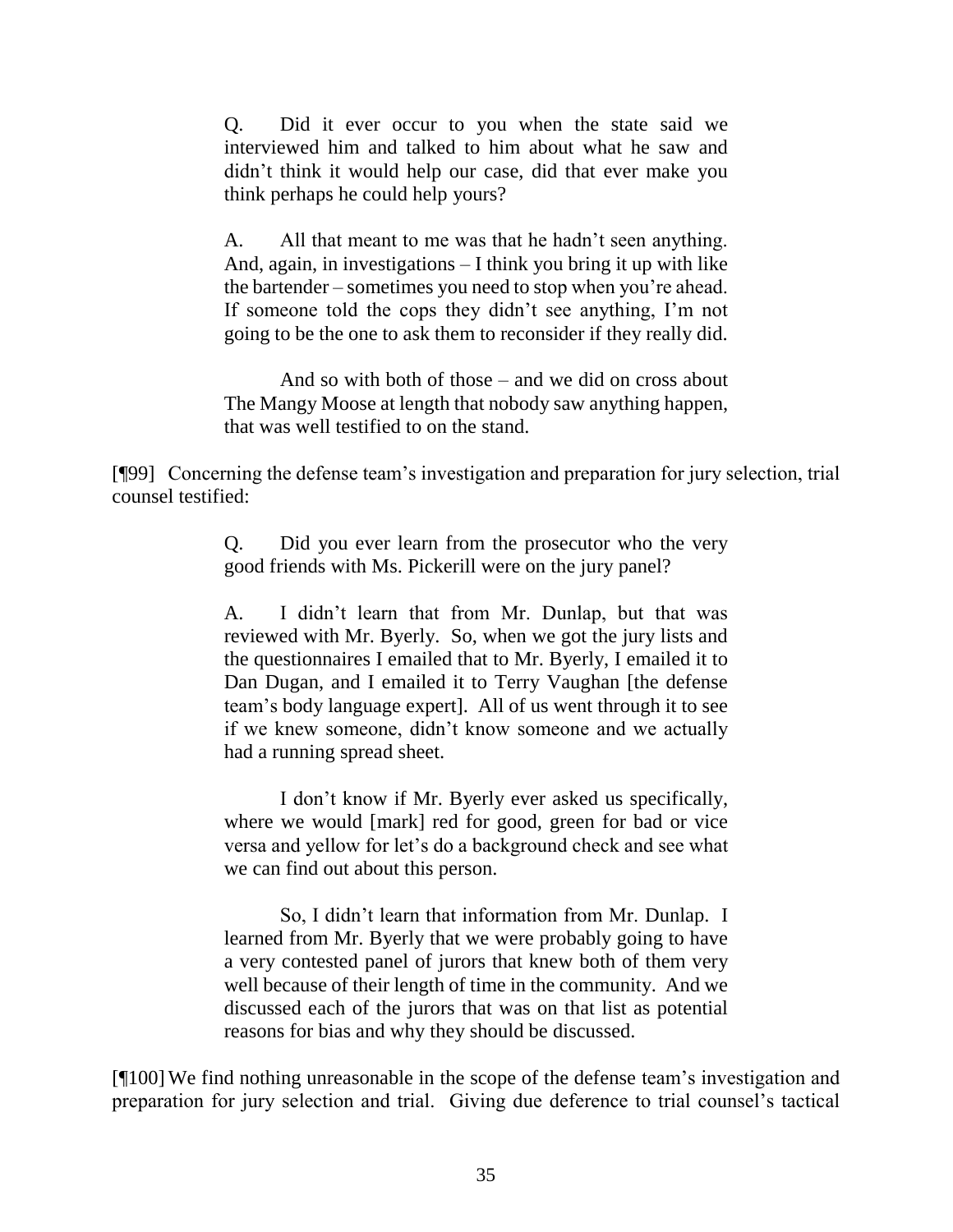> Q. Did it ever occur to you when the state said we interviewed him and talked to him about what he saw and didn't think it would help our case, did that ever make you think perhaps he could help yours?
>
> A. All that meant to me was that he hadn't seen anything. And, again, in investigations – I think you bring it up with like the bartender – sometimes you need to stop when you're ahead. If someone told the cops they didn't see anything, I'm not going to be the one to ask them to reconsider if they really did.
>
> And so with both of those – and we did on cross about The Mangy Moose at length that nobody saw anything happen, that was well testified to on the stand.

[¶99] Concerning the defense team's investigation and preparation for jury selection, trial counsel testified:

> Q. Did you ever learn from the prosecutor who the very good friends with Ms. Pickerill were on the jury panel?
>
> A. I didn't learn that from Mr. Dunlap, but that was reviewed with Mr. Byerly. So, when we got the jury lists and the questionnaires I emailed that to Mr. Byerly, I emailed it to Dan Dugan, and I emailed it to Terry Vaughan [the defense team's body language expert]. All of us went through it to see if we knew someone, didn't know someone and we actually had a running spread sheet.
>
> I don't know if Mr. Byerly ever asked us specifically, where we would [mark] red for good, green for bad or vice versa and yellow for let's do a background check and see what we can find out about this person.
>
> So, I didn't learn that information from Mr. Dunlap. I learned from Mr. Byerly that we were probably going to have a very contested panel of jurors that knew both of them very well because of their length of time in the community. And we discussed each of the jurors that was on that list as potential reasons for bias and why they should be discussed.

[¶100] We find nothing unreasonable in the scope of the defense team's investigation and preparation for jury selection and trial. Giving due deference to trial counsel's tactical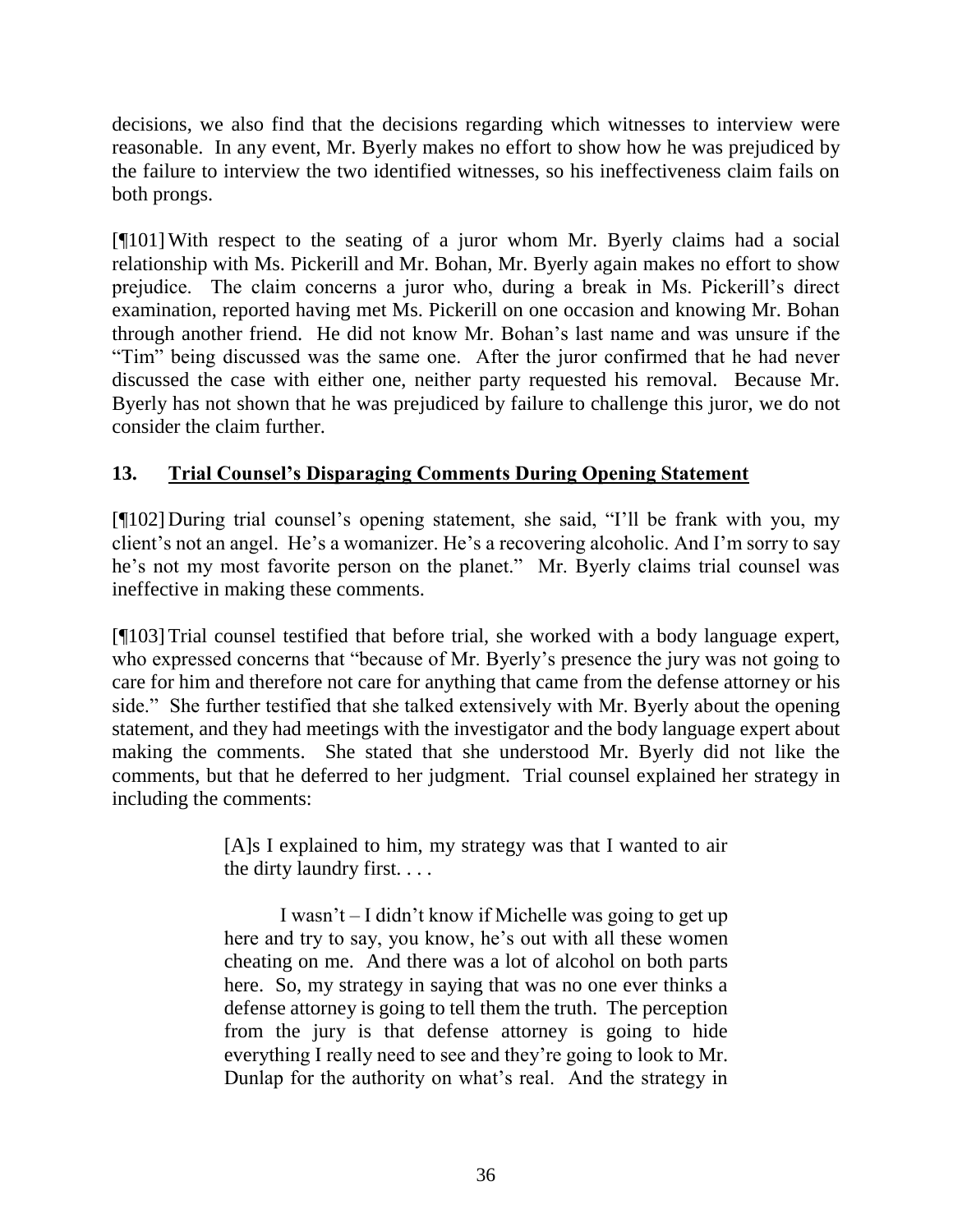decisions, we also find that the decisions regarding which witnesses to interview were reasonable. In any event, Mr. Byerly makes no effort to show how he was prejudiced by the failure to interview the two identified witnesses, so his ineffectiveness claim fails on both prongs.

[¶101] With respect to the seating of a juror whom Mr. Byerly claims had a social relationship with Ms. Pickerill and Mr. Bohan, Mr. Byerly again makes no effort to show prejudice. The claim concerns a juror who, during a break in Ms. Pickerill's direct examination, reported having met Ms. Pickerill on one occasion and knowing Mr. Bohan through another friend. He did not know Mr. Bohan's last name and was unsure if the "Tim" being discussed was the same one. After the juror confirmed that he had never discussed the case with either one, neither party requested his removal. Because Mr. Byerly has not shown that he was prejudiced by failure to challenge this juror, we do not consider the claim further.

### 13. Trial Counsel's Disparaging Comments During Opening Statement

[¶102] During trial counsel's opening statement, she said, "I'll be frank with you, my client's not an angel. He's a womanizer. He's a recovering alcoholic. And I'm sorry to say he's not my most favorite person on the planet." Mr. Byerly claims trial counsel was ineffective in making these comments.

[¶103] Trial counsel testified that before trial, she worked with a body language expert, who expressed concerns that "because of Mr. Byerly's presence the jury was not going to care for him and therefore not care for anything that came from the defense attorney or his side." She further testified that she talked extensively with Mr. Byerly about the opening statement, and they had meetings with the investigator and the body language expert about making the comments. She stated that she understood Mr. Byerly did not like the comments, but that he deferred to her judgment. Trial counsel explained her strategy in including the comments:

> [A]s I explained to him, my strategy was that I wanted to air the dirty laundry first. . . .
>
> I wasn't – I didn't know if Michelle was going to get up here and try to say, you know, he's out with all these women cheating on me. And there was a lot of alcohol on both parts here. So, my strategy in saying that was no one ever thinks a defense attorney is going to tell them the truth. The perception from the jury is that defense attorney is going to hide everything I really need to see and they're going to look to Mr. Dunlap for the authority on what's real. And the strategy in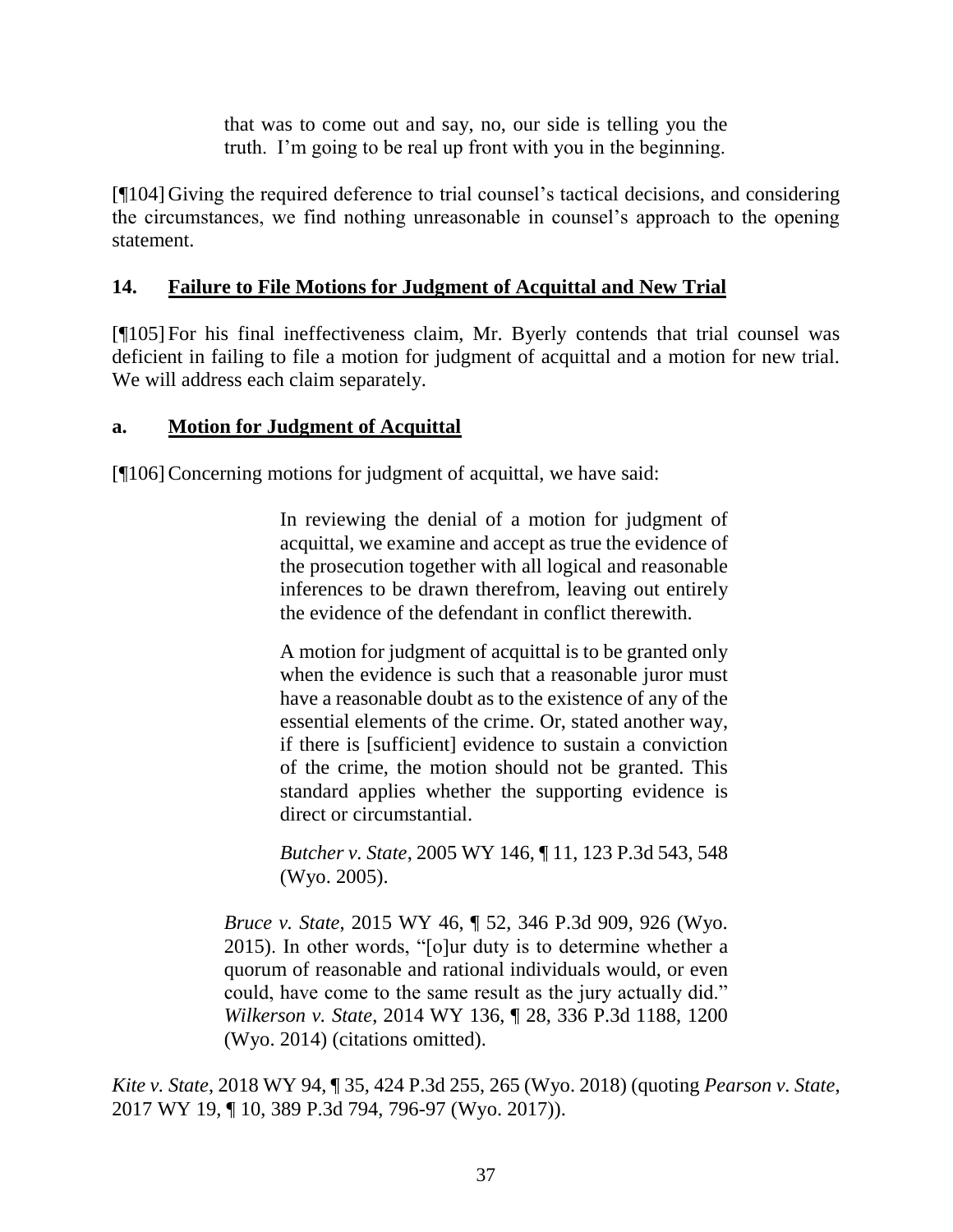> that was to come out and say, no, our side is telling you the truth. I'm going to be real up front with you in the beginning.

[¶104] Giving the required deference to trial counsel's tactical decisions, and considering the circumstances, we find nothing unreasonable in counsel's approach to the opening statement.

### 14. Failure to File Motions for Judgment of Acquittal and New Trial

[¶105] For his final ineffectiveness claim, Mr. Byerly contends that trial counsel was deficient in failing to file a motion for judgment of acquittal and a motion for new trial. We will address each claim separately.

#### a. Motion for Judgment of Acquittal

[¶106] Concerning motions for judgment of acquittal, we have said:

> > In reviewing the denial of a motion for judgment of acquittal, we examine and accept as true the evidence of the prosecution together with all logical and reasonable inferences to be drawn therefrom, leaving out entirely the evidence of the defendant in conflict therewith.
> >
> > A motion for judgment of acquittal is to be granted only when the evidence is such that a reasonable juror must have a reasonable doubt as to the existence of any of the essential elements of the crime. Or, stated another way, if there is [sufficient] evidence to sustain a conviction of the crime, the motion should not be granted. This standard applies whether the supporting evidence is direct or circumstantial.
> >
> > *Butcher v. State*, 2005 WY 146, ¶ 11, 123 P.3d 543, 548 (Wyo. 2005).
>
> *Bruce v. State*, 2015 WY 46, ¶ 52, 346 P.3d 909, 926 (Wyo. 2015). In other words, "[o]ur duty is to determine whether a quorum of reasonable and rational individuals would, or even could, have come to the same result as the jury actually did." *Wilkerson v. State*, 2014 WY 136, ¶ 28, 336 P.3d 1188, 1200 (Wyo. 2014) (citations omitted).

*Kite v. State*, 2018 WY 94, ¶ 35, 424 P.3d 255, 265 (Wyo. 2018) (quoting *Pearson v. State*, 2017 WY 19, ¶ 10, 389 P.3d 794, 796-97 (Wyo. 2017)).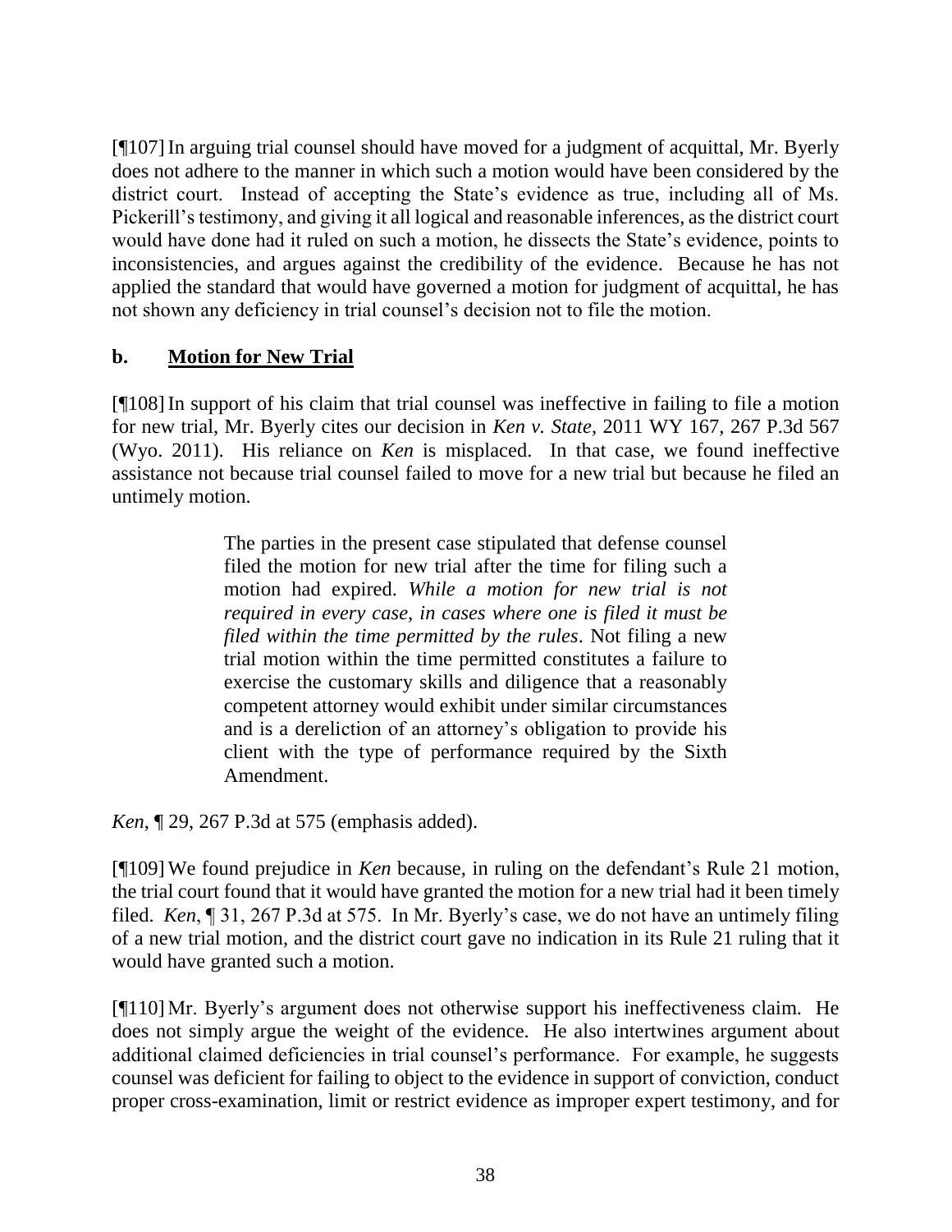[¶107] In arguing trial counsel should have moved for a judgment of acquittal, Mr. Byerly does not adhere to the manner in which such a motion would have been considered by the district court. Instead of accepting the State's evidence as true, including all of Ms. Pickerill's testimony, and giving it all logical and reasonable inferences, as the district court would have done had it ruled on such a motion, he dissects the State's evidence, points to inconsistencies, and argues against the credibility of the evidence. Because he has not applied the standard that would have governed a motion for judgment of acquittal, he has not shown any deficiency in trial counsel's decision not to file the motion.

### b. <u>Motion for New Trial</u>

[¶108] In support of his claim that trial counsel was ineffective in failing to file a motion for new trial, Mr. Byerly cites our decision in *Ken v. State*, 2011 WY 167, 267 P.3d 567 (Wyo. 2011). His reliance on *Ken* is misplaced. In that case, we found ineffective assistance not because trial counsel failed to move for a new trial but because he filed an untimely motion.

> The parties in the present case stipulated that defense counsel filed the motion for new trial after the time for filing such a motion had expired. *While a motion for new trial is not required in every case, in cases where one is filed it must be filed within the time permitted by the rules*. Not filing a new trial motion within the time permitted constitutes a failure to exercise the customary skills and diligence that a reasonably competent attorney would exhibit under similar circumstances and is a dereliction of an attorney's obligation to provide his client with the type of performance required by the Sixth Amendment.

*Ken*, ¶ 29, 267 P.3d at 575 (emphasis added).

[¶109] We found prejudice in *Ken* because, in ruling on the defendant's Rule 21 motion, the trial court found that it would have granted the motion for a new trial had it been timely filed. *Ken*, ¶ 31, 267 P.3d at 575. In Mr. Byerly's case, we do not have an untimely filing of a new trial motion, and the district court gave no indication in its Rule 21 ruling that it would have granted such a motion.

[¶110] Mr. Byerly's argument does not otherwise support his ineffectiveness claim. He does not simply argue the weight of the evidence. He also intertwines argument about additional claimed deficiencies in trial counsel's performance. For example, he suggests counsel was deficient for failing to object to the evidence in support of conviction, conduct proper cross-examination, limit or restrict evidence as improper expert testimony, and for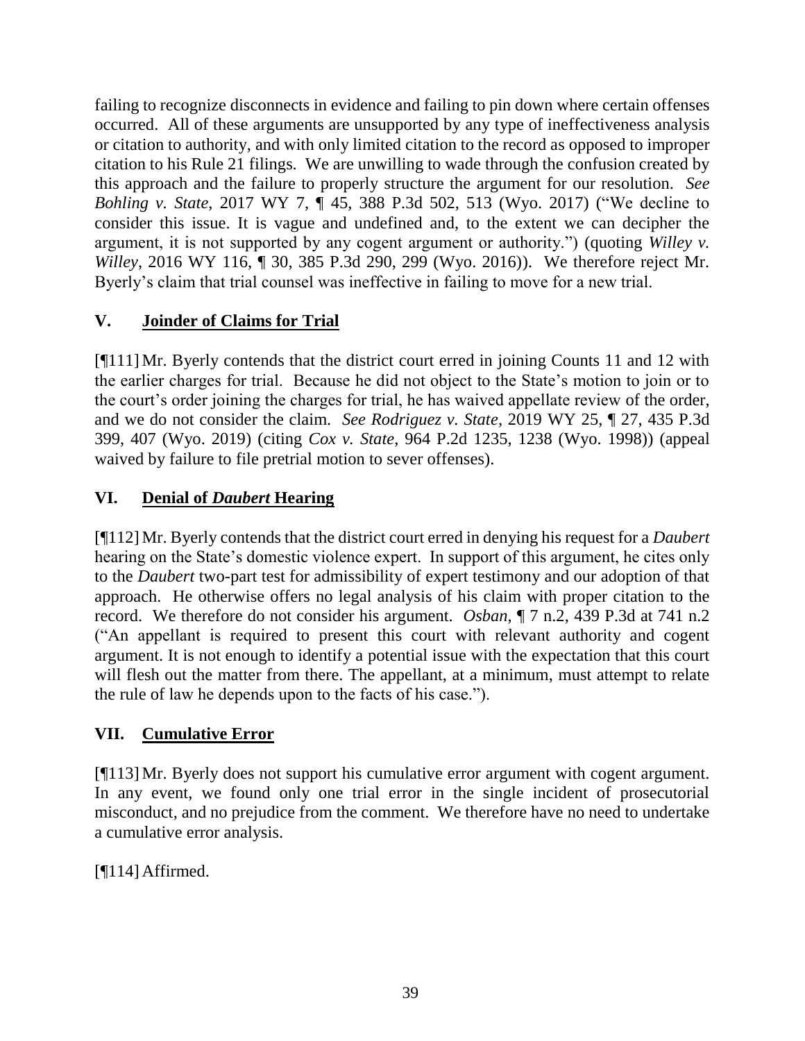failing to recognize disconnects in evidence and failing to pin down where certain offenses occurred. All of these arguments are unsupported by any type of ineffectiveness analysis or citation to authority, and with only limited citation to the record as opposed to improper citation to his Rule 21 filings. We are unwilling to wade through the confusion created by this approach and the failure to properly structure the argument for our resolution. *See Bohling v. State*, 2017 WY 7, ¶ 45, 388 P.3d 502, 513 (Wyo. 2017) ("We decline to consider this issue. It is vague and undefined and, to the extent we can decipher the argument, it is not supported by any cogent argument or authority.") (quoting *Willey v. Willey*, 2016 WY 116, ¶ 30, 385 P.3d 290, 299 (Wyo. 2016)). We therefore reject Mr. Byerly's claim that trial counsel was ineffective in failing to move for a new trial.

## V. Joinder of Claims for Trial

[¶111] Mr. Byerly contends that the district court erred in joining Counts 11 and 12 with the earlier charges for trial. Because he did not object to the State's motion to join or to the court's order joining the charges for trial, he has waived appellate review of the order, and we do not consider the claim. *See Rodriguez v. State*, 2019 WY 25, ¶ 27, 435 P.3d 399, 407 (Wyo. 2019) (citing *Cox v. State*, 964 P.2d 1235, 1238 (Wyo. 1998)) (appeal waived by failure to file pretrial motion to sever offenses).

## VI. Denial of *Daubert* Hearing

[¶112] Mr. Byerly contends that the district court erred in denying his request for a *Daubert* hearing on the State's domestic violence expert. In support of this argument, he cites only to the *Daubert* two-part test for admissibility of expert testimony and our adoption of that approach. He otherwise offers no legal analysis of his claim with proper citation to the record. We therefore do not consider his argument. *Osban*, ¶ 7 n.2, 439 P.3d at 741 n.2 ("An appellant is required to present this court with relevant authority and cogent argument. It is not enough to identify a potential issue with the expectation that this court will flesh out the matter from there. The appellant, at a minimum, must attempt to relate the rule of law he depends upon to the facts of his case.").

## VII. Cumulative Error

[¶113] Mr. Byerly does not support his cumulative error argument with cogent argument. In any event, we found only one trial error in the single incident of prosecutorial misconduct, and no prejudice from the comment. We therefore have no need to undertake a cumulative error analysis.

[¶114] Affirmed.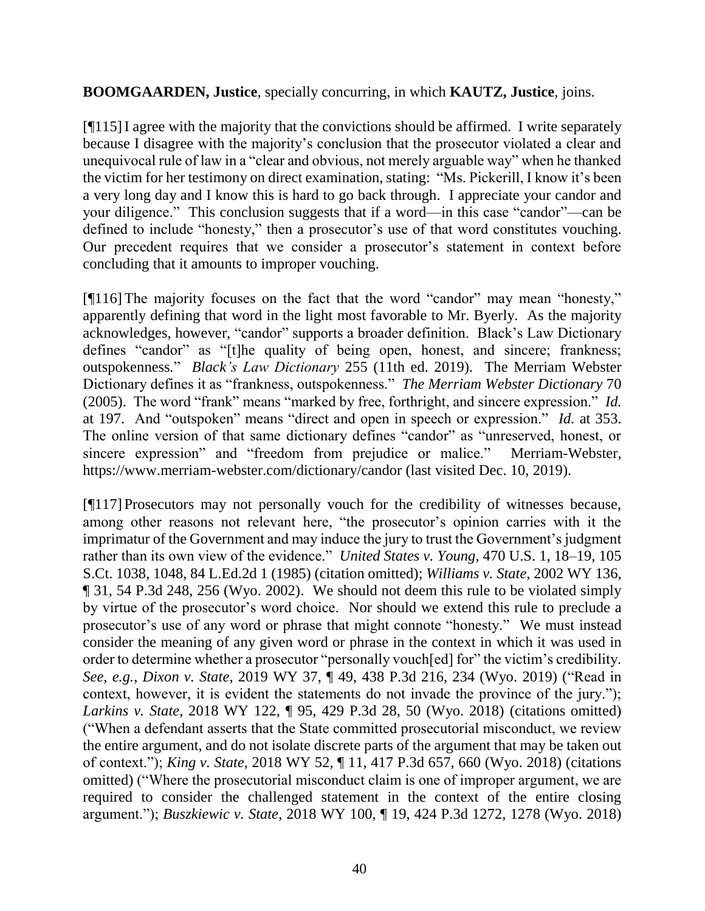**BOOMGAARDEN, Justice**, specially concurring, in which **KAUTZ, Justice**, joins.

[¶115] I agree with the majority that the convictions should be affirmed. I write separately because I disagree with the majority's conclusion that the prosecutor violated a clear and unequivocal rule of law in a "clear and obvious, not merely arguable way" when he thanked the victim for her testimony on direct examination, stating: "Ms. Pickerill, I know it's been a very long day and I know this is hard to go back through. I appreciate your candor and your diligence." This conclusion suggests that if a word—in this case "candor"—can be defined to include "honesty," then a prosecutor's use of that word constitutes vouching. Our precedent requires that we consider a prosecutor's statement in context before concluding that it amounts to improper vouching.

[¶116] The majority focuses on the fact that the word "candor" may mean "honesty," apparently defining that word in the light most favorable to Mr. Byerly. As the majority acknowledges, however, "candor" supports a broader definition. Black's Law Dictionary defines "candor" as "[t]he quality of being open, honest, and sincere; frankness; outspokenness." *Black's Law Dictionary* 255 (11th ed. 2019). The Merriam Webster Dictionary defines it as "frankness, outspokenness." *The Merriam Webster Dictionary* 70 (2005). The word "frank" means "marked by free, forthright, and sincere expression." *Id.* at 197. And "outspoken" means "direct and open in speech or expression." *Id.* at 353. The online version of that same dictionary defines "candor" as "unreserved, honest, or sincere expression" and "freedom from prejudice or malice." Merriam-Webster, https://www.merriam-webster.com/dictionary/candor (last visited Dec. 10, 2019).

[¶117] Prosecutors may not personally vouch for the credibility of witnesses because, among other reasons not relevant here, "the prosecutor's opinion carries with it the imprimatur of the Government and may induce the jury to trust the Government's judgment rather than its own view of the evidence." *United States v. Young*, 470 U.S. 1, 18–19, 105 S.Ct. 1038, 1048, 84 L.Ed.2d 1 (1985) (citation omitted); *Williams v. State*, 2002 WY 136, ¶ 31, 54 P.3d 248, 256 (Wyo. 2002). We should not deem this rule to be violated simply by virtue of the prosecutor's word choice. Nor should we extend this rule to preclude a prosecutor's use of any word or phrase that might connote "honesty." We must instead consider the meaning of any given word or phrase in the context in which it was used in order to determine whether a prosecutor "personally vouch[ed] for" the victim's credibility. *See, e.g.*, *Dixon v. State*, 2019 WY 37, ¶ 49, 438 P.3d 216, 234 (Wyo. 2019) ("Read in context, however, it is evident the statements do not invade the province of the jury."); *Larkins v. State*, 2018 WY 122, ¶ 95, 429 P.3d 28, 50 (Wyo. 2018) (citations omitted) ("When a defendant asserts that the State committed prosecutorial misconduct, we review the entire argument, and do not isolate discrete parts of the argument that may be taken out of context."); *King v. State*, 2018 WY 52, ¶ 11, 417 P.3d 657, 660 (Wyo. 2018) (citations omitted) ("Where the prosecutorial misconduct claim is one of improper argument, we are required to consider the challenged statement in the context of the entire closing argument."); *Buszkiewic v. State*, 2018 WY 100, ¶ 19, 424 P.3d 1272, 1278 (Wyo. 2018)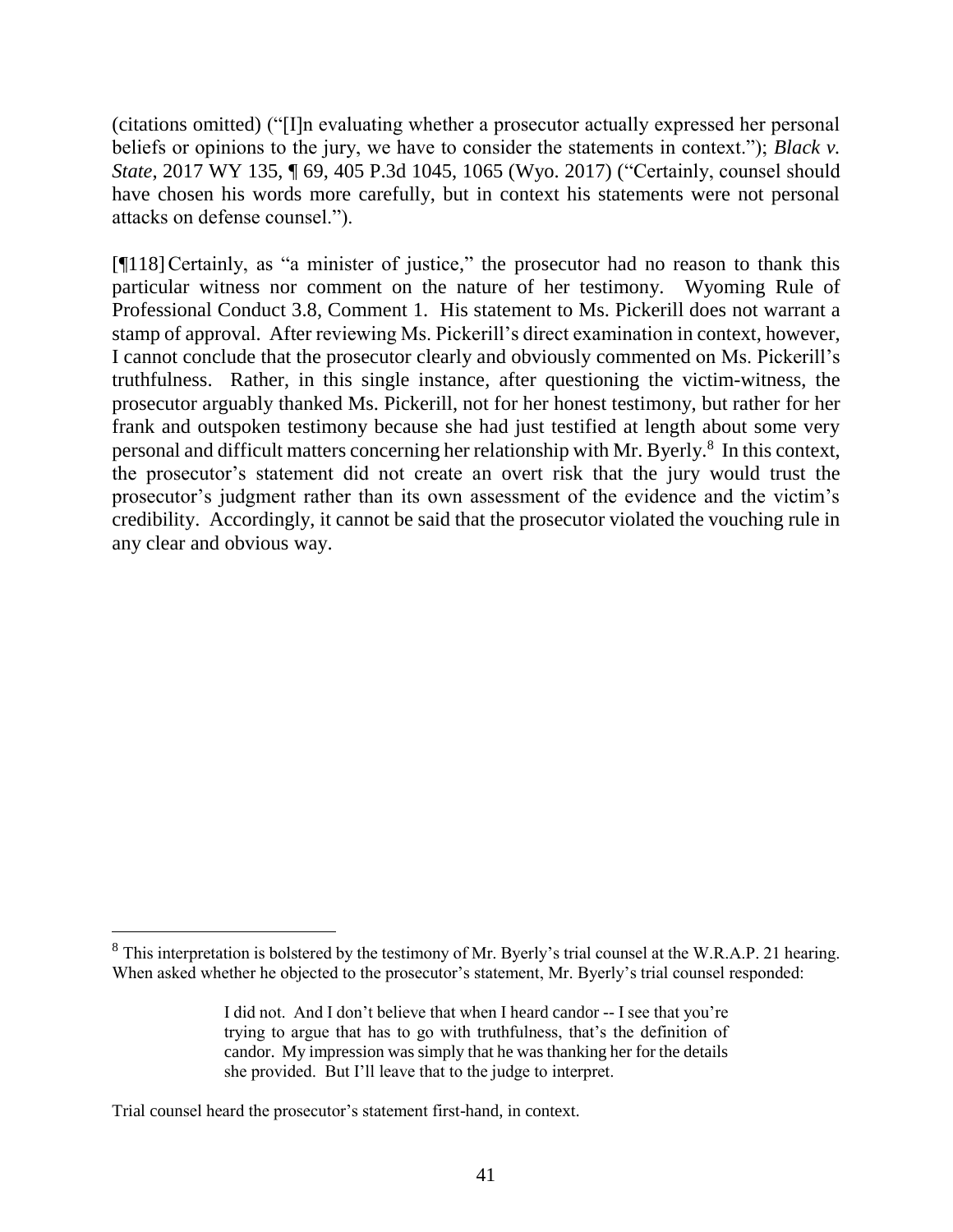(citations omitted) ("[I]n evaluating whether a prosecutor actually expressed her personal beliefs or opinions to the jury, we have to consider the statements in context."); *Black v. State*, 2017 WY 135, ¶ 69, 405 P.3d 1045, 1065 (Wyo. 2017) ("Certainly, counsel should have chosen his words more carefully, but in context his statements were not personal attacks on defense counsel.").

[¶118] Certainly, as "a minister of justice," the prosecutor had no reason to thank this particular witness nor comment on the nature of her testimony. Wyoming Rule of Professional Conduct 3.8, Comment 1. His statement to Ms. Pickerill does not warrant a stamp of approval. After reviewing Ms. Pickerill's direct examination in context, however, I cannot conclude that the prosecutor clearly and obviously commented on Ms. Pickerill's truthfulness. Rather, in this single instance, after questioning the victim-witness, the prosecutor arguably thanked Ms. Pickerill, not for her honest testimony, but rather for her frank and outspoken testimony because she had just testified at length about some very personal and difficult matters concerning her relationship with Mr. Byerly.[8] In this context, the prosecutor's statement did not create an overt risk that the jury would trust the prosecutor's judgment rather than its own assessment of the evidence and the victim's credibility. Accordingly, it cannot be said that the prosecutor violated the vouching rule in any clear and obvious way.

---

[8] This interpretation is bolstered by the testimony of Mr. Byerly's trial counsel at the W.R.A.P. 21 hearing. When asked whether he objected to the prosecutor's statement, Mr. Byerly's trial counsel responded:

> I did not. And I don't believe that when I heard candor -- I see that you're trying to argue that has to go with truthfulness, that's the definition of candor. My impression was simply that he was thanking her for the details she provided. But I'll leave that to the judge to interpret.

Trial counsel heard the prosecutor's statement first-hand, in context.